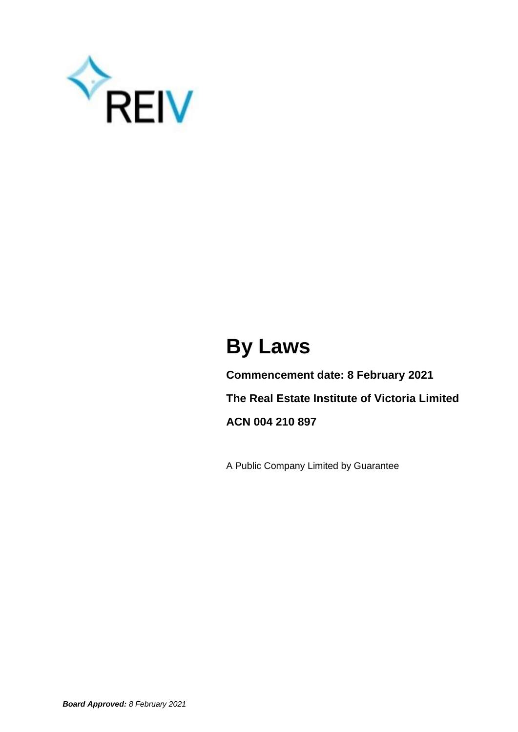REIV

# By Laws

**Commencement date: 8 February 2021**

**The Real Estate Institute of Victoria Limited**

**ACN 004 210 897**

A Public Company Limited by Guarantee

***Board Approved:*** *8 February 2021*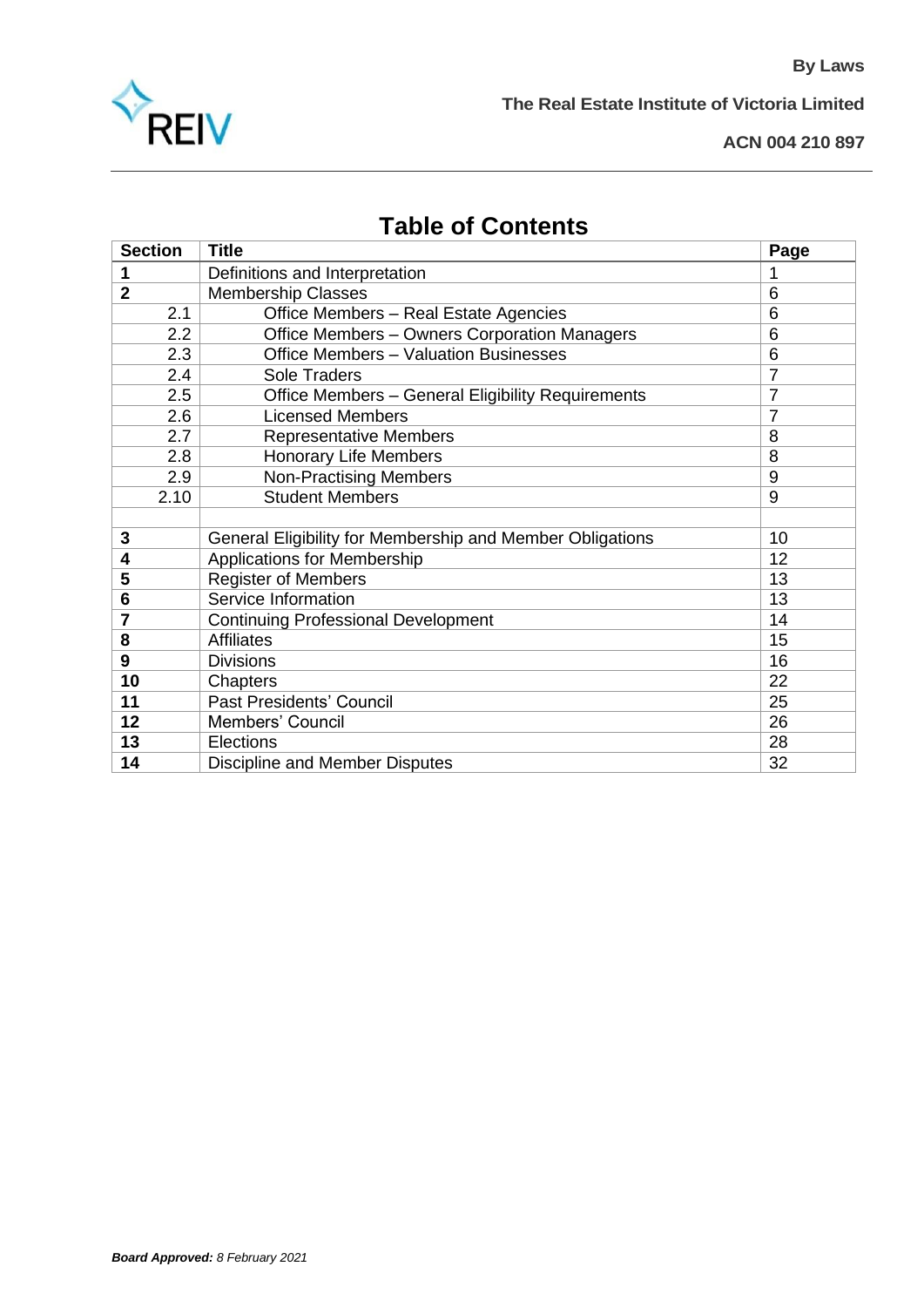By Laws

The Real Estate Institute of Victoria Limited

ACN 004 210 897

# Table of Contents

| Section | Title | Page |
|---|---|---|
| **1** | Definitions and Interpretation | 1 |
| **2** | Membership Classes | 6 |
| 2.1 | Office Members – Real Estate Agencies | 6 |
| 2.2 | Office Members – Owners Corporation Managers | 6 |
| 2.3 | Office Members – Valuation Businesses | 6 |
| 2.4 | Sole Traders | 7 |
| 2.5 | Office Members – General Eligibility Requirements | 7 |
| 2.6 | Licensed Members | 7 |
| 2.7 | Representative Members | 8 |
| 2.8 | Honorary Life Members | 8 |
| 2.9 | Non-Practising Members | 9 |
| 2.10 | Student Members | 9 |
| | | |
| **3** | General Eligibility for Membership and Member Obligations | 10 |
| **4** | Applications for Membership | 12 |
| **5** | Register of Members | 13 |
| **6** | Service Information | 13 |
| **7** | Continuing Professional Development | 14 |
| **8** | Affiliates | 15 |
| **9** | Divisions | 16 |
| **10** | Chapters | 22 |
| **11** | Past Presidents' Council | 25 |
| **12** | Members' Council | 26 |
| **13** | Elections | 28 |
| **14** | Discipline and Member Disputes | 32 |

***Board Approved:*** *8 February 2021*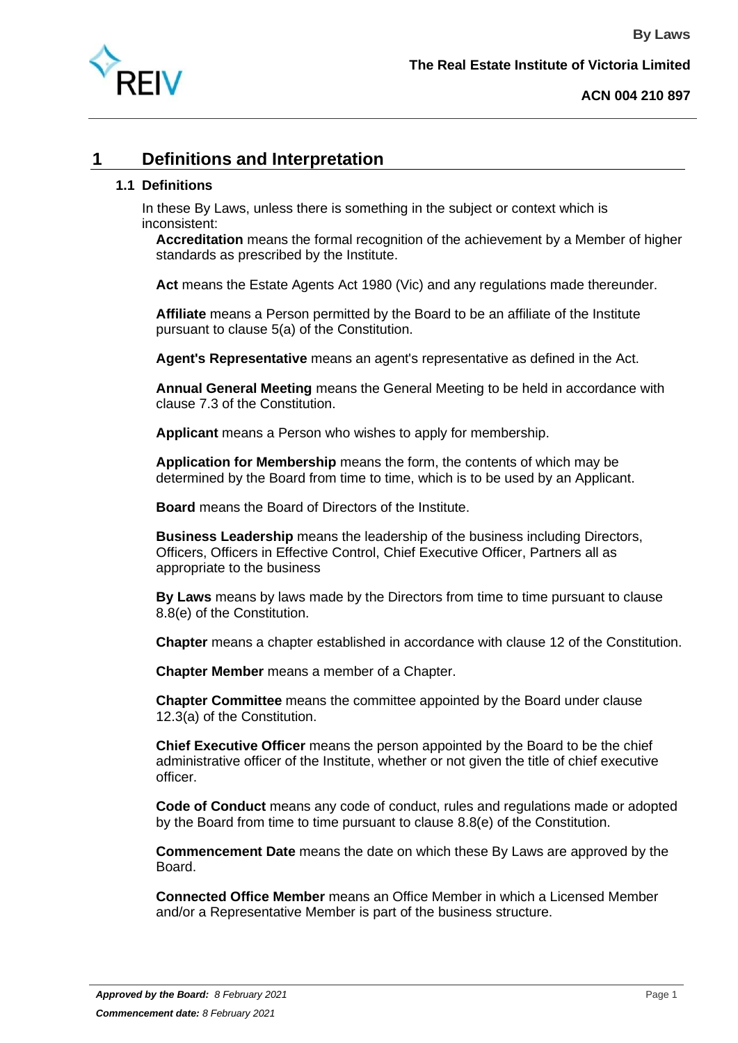# 1 Definitions and Interpretation

## 1.1 Definitions

In these By Laws, unless there is something in the subject or context which is inconsistent:

**Accreditation** means the formal recognition of the achievement by a Member of higher standards as prescribed by the Institute.

**Act** means the Estate Agents Act 1980 (Vic) and any regulations made thereunder.

**Affiliate** means a Person permitted by the Board to be an affiliate of the Institute pursuant to clause 5(a) of the Constitution.

**Agent's Representative** means an agent's representative as defined in the Act.

**Annual General Meeting** means the General Meeting to be held in accordance with clause 7.3 of the Constitution.

**Applicant** means a Person who wishes to apply for membership.

**Application for Membership** means the form, the contents of which may be determined by the Board from time to time, which is to be used by an Applicant.

**Board** means the Board of Directors of the Institute.

**Business Leadership** means the leadership of the business including Directors, Officers, Officers in Effective Control, Chief Executive Officer, Partners all as appropriate to the business

**By Laws** means by laws made by the Directors from time to time pursuant to clause 8.8(e) of the Constitution.

**Chapter** means a chapter established in accordance with clause 12 of the Constitution.

**Chapter Member** means a member of a Chapter.

**Chapter Committee** means the committee appointed by the Board under clause 12.3(a) of the Constitution.

**Chief Executive Officer** means the person appointed by the Board to be the chief administrative officer of the Institute, whether or not given the title of chief executive officer.

**Code of Conduct** means any code of conduct, rules and regulations made or adopted by the Board from time to time pursuant to clause 8.8(e) of the Constitution.

**Commencement Date** means the date on which these By Laws are approved by the Board.

**Connected Office Member** means an Office Member in which a Licensed Member and/or a Representative Member is part of the business structure.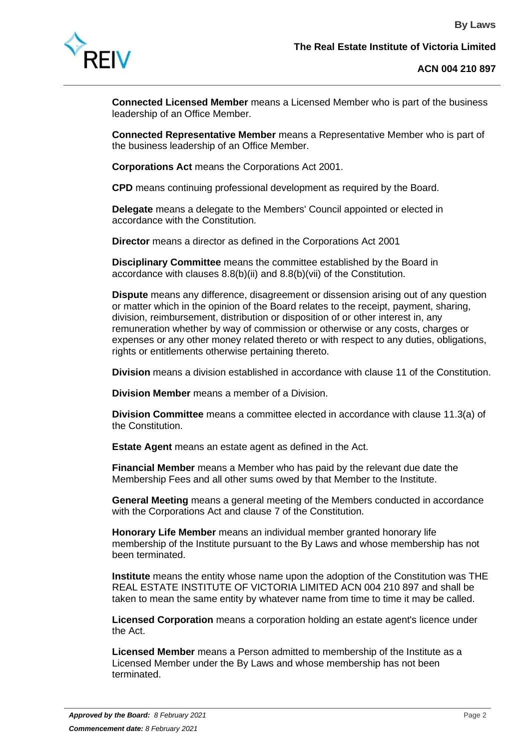**Connected Licensed Member** means a Licensed Member who is part of the business leadership of an Office Member.

**Connected Representative Member** means a Representative Member who is part of the business leadership of an Office Member.

**Corporations Act** means the Corporations Act 2001.

**CPD** means continuing professional development as required by the Board.

**Delegate** means a delegate to the Members' Council appointed or elected in accordance with the Constitution.

**Director** means a director as defined in the Corporations Act 2001

**Disciplinary Committee** means the committee established by the Board in accordance with clauses 8.8(b)(ii) and 8.8(b)(vii) of the Constitution.

**Dispute** means any difference, disagreement or dissension arising out of any question or matter which in the opinion of the Board relates to the receipt, payment, sharing, division, reimbursement, distribution or disposition of or other interest in, any remuneration whether by way of commission or otherwise or any costs, charges or expenses or any other money related thereto or with respect to any duties, obligations, rights or entitlements otherwise pertaining thereto.

**Division** means a division established in accordance with clause 11 of the Constitution.

**Division Member** means a member of a Division.

**Division Committee** means a committee elected in accordance with clause 11.3(a) of the Constitution.

**Estate Agent** means an estate agent as defined in the Act.

**Financial Member** means a Member who has paid by the relevant due date the Membership Fees and all other sums owed by that Member to the Institute.

**General Meeting** means a general meeting of the Members conducted in accordance with the Corporations Act and clause 7 of the Constitution.

**Honorary Life Member** means an individual member granted honorary life membership of the Institute pursuant to the By Laws and whose membership has not been terminated.

**Institute** means the entity whose name upon the adoption of the Constitution was THE REAL ESTATE INSTITUTE OF VICTORIA LIMITED ACN 004 210 897 and shall be taken to mean the same entity by whatever name from time to time it may be called.

**Licensed Corporation** means a corporation holding an estate agent's licence under the Act.

**Licensed Member** means a Person admitted to membership of the Institute as a Licensed Member under the By Laws and whose membership has not been terminated.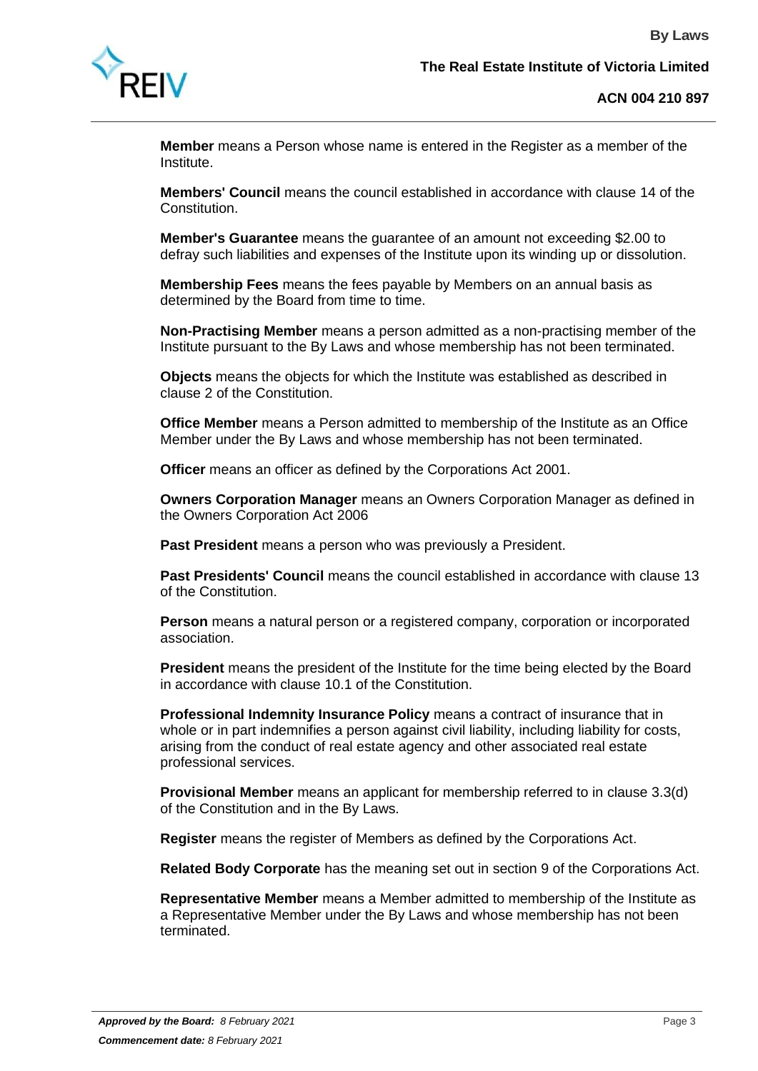**Member** means a Person whose name is entered in the Register as a member of the Institute.

**Members' Council** means the council established in accordance with clause 14 of the Constitution.

**Member's Guarantee** means the guarantee of an amount not exceeding $2.00 to defray such liabilities and expenses of the Institute upon its winding up or dissolution.

**Membership Fees** means the fees payable by Members on an annual basis as determined by the Board from time to time.

**Non-Practising Member** means a person admitted as a non-practising member of the Institute pursuant to the By Laws and whose membership has not been terminated.

**Objects** means the objects for which the Institute was established as described in clause 2 of the Constitution.

**Office Member** means a Person admitted to membership of the Institute as an Office Member under the By Laws and whose membership has not been terminated.

**Officer** means an officer as defined by the Corporations Act 2001.

**Owners Corporation Manager** means an Owners Corporation Manager as defined in the Owners Corporation Act 2006

**Past President** means a person who was previously a President.

**Past Presidents' Council** means the council established in accordance with clause 13 of the Constitution.

**Person** means a natural person or a registered company, corporation or incorporated association.

**President** means the president of the Institute for the time being elected by the Board in accordance with clause 10.1 of the Constitution.

**Professional Indemnity Insurance Policy** means a contract of insurance that in whole or in part indemnifies a person against civil liability, including liability for costs, arising from the conduct of real estate agency and other associated real estate professional services.

**Provisional Member** means an applicant for membership referred to in clause 3.3(d) of the Constitution and in the By Laws.

**Register** means the register of Members as defined by the Corporations Act.

**Related Body Corporate** has the meaning set out in section 9 of the Corporations Act.

**Representative Member** means a Member admitted to membership of the Institute as a Representative Member under the By Laws and whose membership has not been terminated.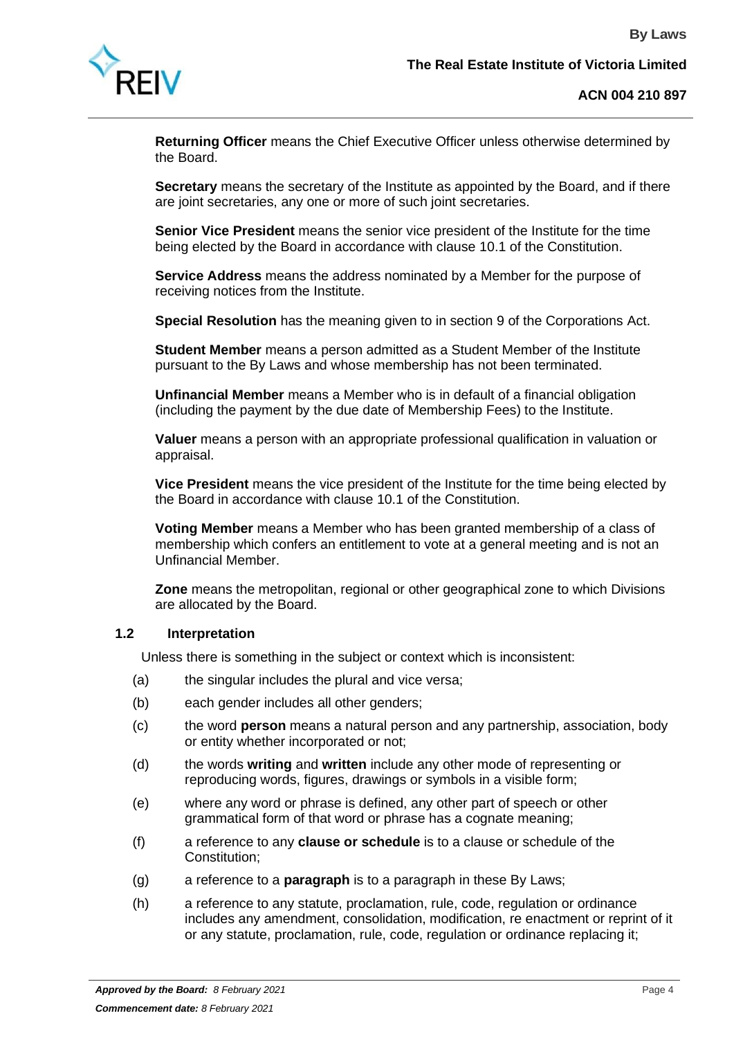**Returning Officer** means the Chief Executive Officer unless otherwise determined by the Board.

**Secretary** means the secretary of the Institute as appointed by the Board, and if there are joint secretaries, any one or more of such joint secretaries.

**Senior Vice President** means the senior vice president of the Institute for the time being elected by the Board in accordance with clause 10.1 of the Constitution.

**Service Address** means the address nominated by a Member for the purpose of receiving notices from the Institute.

**Special Resolution** has the meaning given to in section 9 of the Corporations Act.

**Student Member** means a person admitted as a Student Member of the Institute pursuant to the By Laws and whose membership has not been terminated.

**Unfinancial Member** means a Member who is in default of a financial obligation (including the payment by the due date of Membership Fees) to the Institute.

**Valuer** means a person with an appropriate professional qualification in valuation or appraisal.

**Vice President** means the vice president of the Institute for the time being elected by the Board in accordance with clause 10.1 of the Constitution.

**Voting Member** means a Member who has been granted membership of a class of membership which confers an entitlement to vote at a general meeting and is not an Unfinancial Member.

**Zone** means the metropolitan, regional or other geographical zone to which Divisions are allocated by the Board.

### 1.2 Interpretation

Unless there is something in the subject or context which is inconsistent:

(a) the singular includes the plural and vice versa;

(b) each gender includes all other genders;

(c) the word **person** means a natural person and any partnership, association, body or entity whether incorporated or not;

(d) the words **writing** and **written** include any other mode of representing or reproducing words, figures, drawings or symbols in a visible form;

(e) where any word or phrase is defined, any other part of speech or other grammatical form of that word or phrase has a cognate meaning;

(f) a reference to any **clause or schedule** is to a clause or schedule of the Constitution;

(g) a reference to a **paragraph** is to a paragraph in these By Laws;

(h) a reference to any statute, proclamation, rule, code, regulation or ordinance includes any amendment, consolidation, modification, re enactment or reprint of it or any statute, proclamation, rule, code, regulation or ordinance replacing it;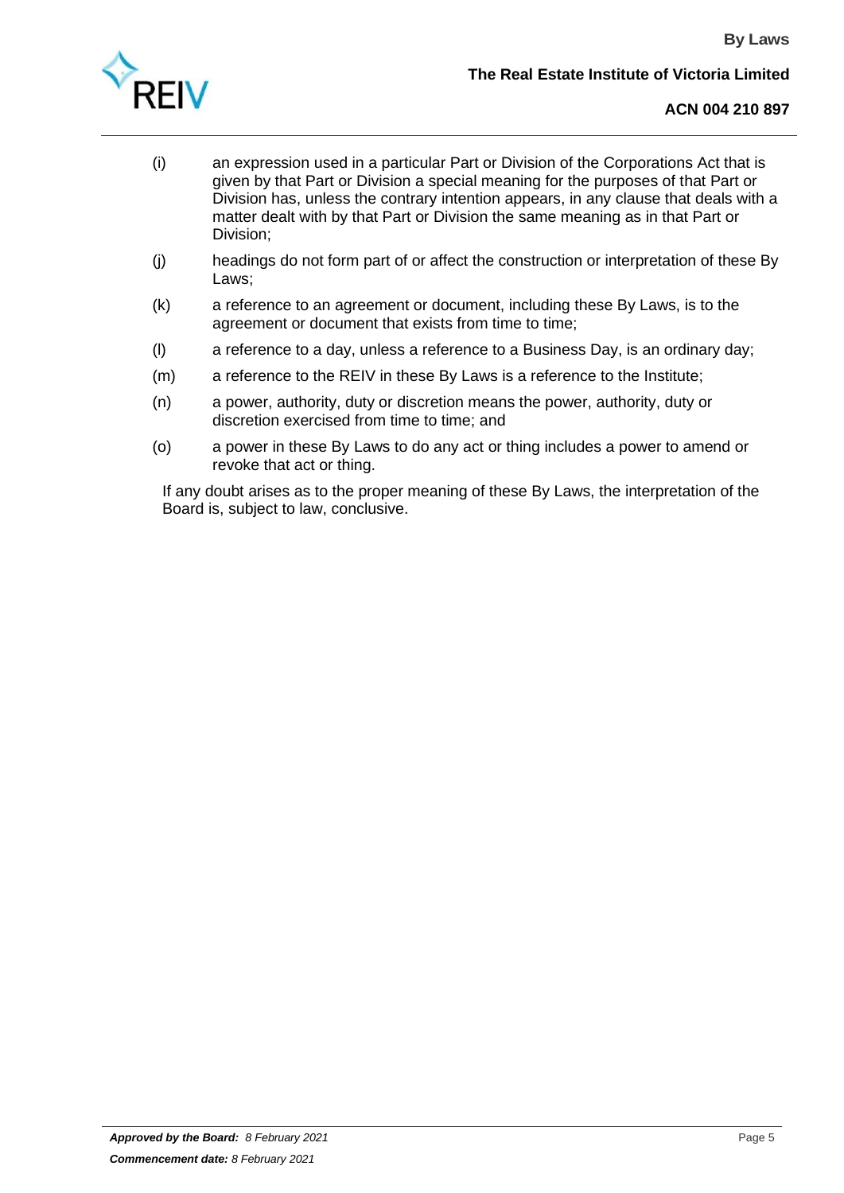(i) an expression used in a particular Part or Division of the Corporations Act that is given by that Part or Division a special meaning for the purposes of that Part or Division has, unless the contrary intention appears, in any clause that deals with a matter dealt with by that Part or Division the same meaning as in that Part or Division;

(j) headings do not form part of or affect the construction or interpretation of these By Laws;

(k) a reference to an agreement or document, including these By Laws, is to the agreement or document that exists from time to time;

(l) a reference to a day, unless a reference to a Business Day, is an ordinary day;

(m) a reference to the REIV in these By Laws is a reference to the Institute;

(n) a power, authority, duty or discretion means the power, authority, duty or discretion exercised from time to time; and

(o) a power in these By Laws to do any act or thing includes a power to amend or revoke that act or thing.

If any doubt arises as to the proper meaning of these By Laws, the interpretation of the Board is, subject to law, conclusive.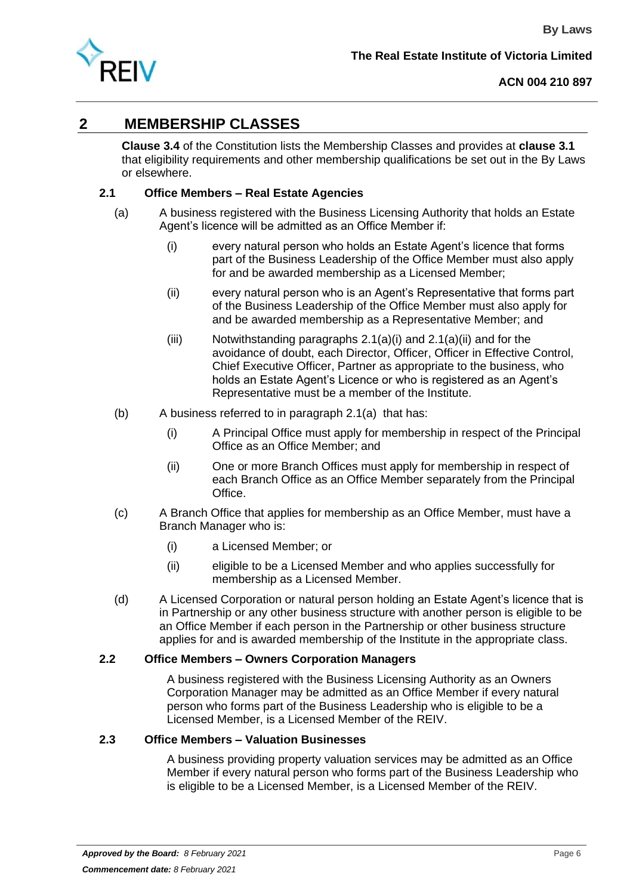## 2 MEMBERSHIP CLASSES

**Clause 3.4** of the Constitution lists the Membership Classes and provides at **clause 3.1** that eligibility requirements and other membership qualifications be set out in the By Laws or elsewhere.

### 2.1 Office Members – Real Estate Agencies

(a) A business registered with the Business Licensing Authority that holds an Estate Agent's licence will be admitted as an Office Member if:

(i) every natural person who holds an Estate Agent's licence that forms part of the Business Leadership of the Office Member must also apply for and be awarded membership as a Licensed Member;

(ii) every natural person who is an Agent's Representative that forms part of the Business Leadership of the Office Member must also apply for and be awarded membership as a Representative Member; and

(iii) Notwithstanding paragraphs 2.1(a)(i) and 2.1(a)(ii) and for the avoidance of doubt, each Director, Officer, Officer in Effective Control, Chief Executive Officer, Partner as appropriate to the business, who holds an Estate Agent's Licence or who is registered as an Agent's Representative must be a member of the Institute.

(b) A business referred to in paragraph 2.1(a) that has:

(i) A Principal Office must apply for membership in respect of the Principal Office as an Office Member; and

(ii) One or more Branch Offices must apply for membership in respect of each Branch Office as an Office Member separately from the Principal Office.

(c) A Branch Office that applies for membership as an Office Member, must have a Branch Manager who is:

(i) a Licensed Member; or

(ii) eligible to be a Licensed Member and who applies successfully for membership as a Licensed Member.

(d) A Licensed Corporation or natural person holding an Estate Agent's licence that is in Partnership or any other business structure with another person is eligible to be an Office Member if each person in the Partnership or other business structure applies for and is awarded membership of the Institute in the appropriate class.

### 2.2 Office Members – Owners Corporation Managers

A business registered with the Business Licensing Authority as an Owners Corporation Manager may be admitted as an Office Member if every natural person who forms part of the Business Leadership of the REIV who is eligible to be a Licensed Member, is a Licensed Member of the REIV.

### 2.3 Office Members – Valuation Businesses

A business providing property valuation services may be admitted as an Office Member if every natural person who forms part of the Business Leadership who is eligible to be a Licensed Member, is a Licensed Member of the REIV.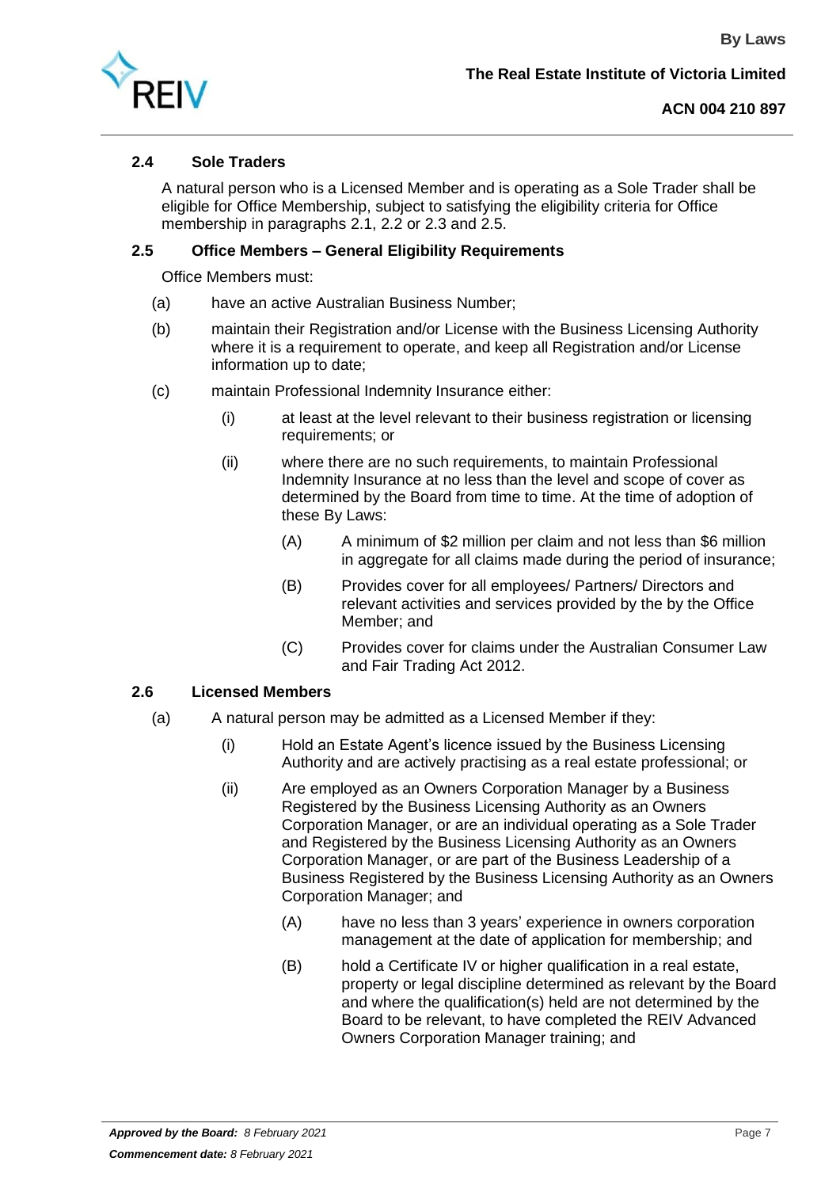### 2.4 Sole Traders

A natural person who is a Licensed Member and is operating as a Sole Trader shall be eligible for Office Membership, subject to satisfying the eligibility criteria for Office membership in paragraphs 2.1, 2.2 or 2.3 and 2.5.

### 2.5 Office Members – General Eligibility Requirements

Office Members must:

(a) have an active Australian Business Number;

(b) maintain their Registration and/or License with the Business Licensing Authority where it is a requirement to operate, and keep all Registration and/or License information up to date;

(c) maintain Professional Indemnity Insurance either:

  (i) at least at the level relevant to their business registration or licensing requirements; or

  (ii) where there are no such requirements, to maintain Professional Indemnity Insurance at no less than the level and scope of cover as determined by the Board from time to time. At the time of adoption of these By Laws:

    (A) A minimum of $2 million per claim and not less than $6 million in aggregate for all claims made during the period of insurance;

    (B) Provides cover for all employees/ Partners/ Directors and relevant activities and services provided by the by the Office Member; and

    (C) Provides cover for claims under the Australian Consumer Law and Fair Trading Act 2012.

### 2.6 Licensed Members

(a) A natural person may be admitted as a Licensed Member if they:

  (i) Hold an Estate Agent's licence issued by the Business Licensing Authority and are actively practising as a real estate professional; or

  (ii) Are employed as an Owners Corporation Manager by a Business Registered by the Business Licensing Authority as an Owners Corporation Manager, or are an individual operating as a Sole Trader and Registered by the Business Licensing Authority as an Owners Corporation Manager, or are part of the Business Leadership of a Business Registered by the Business Licensing Authority as an Owners Corporation Manager; and

    (A) have no less than 3 years' experience in owners corporation management at the date of application for membership; and

    (B) hold a Certificate IV or higher qualification in a real estate, property or legal discipline determined as relevant by the Board and where the qualification(s) held are not determined by the Board to be relevant, to have completed the REIV Advanced Owners Corporation Manager training; and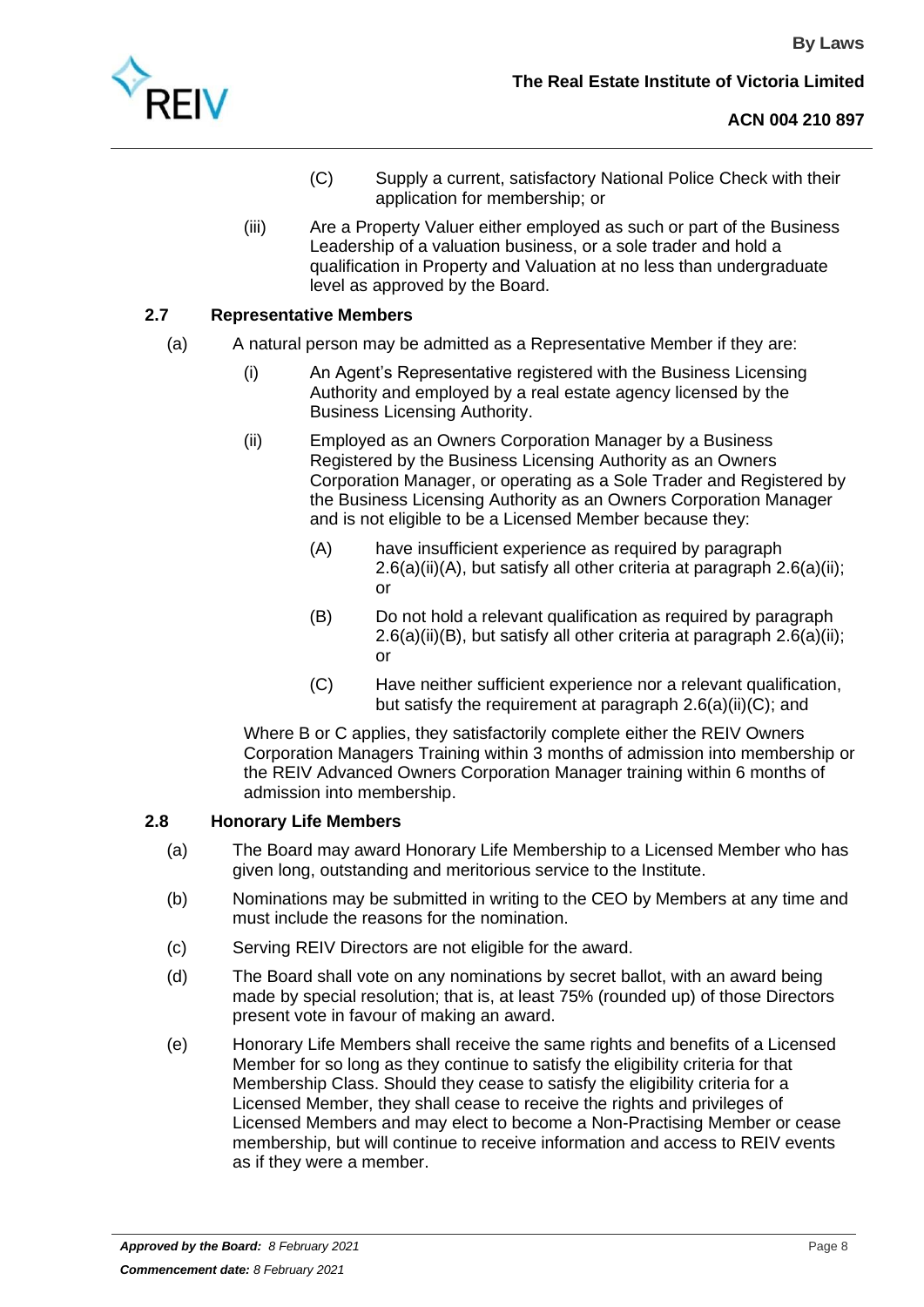(C) Supply a current, satisfactory National Police Check with their application for membership; or

(iii) Are a Property Valuer either employed as such or part of the Business Leadership of a valuation business, or a sole trader and hold a qualification in Property and Valuation at no less than undergraduate level as approved by the Board.

### 2.7 Representative Members

(a) A natural person may be admitted as a Representative Member if they are:

(i) An Agent's Representative registered with the Business Licensing Authority and employed by a real estate agency licensed by the Business Licensing Authority.

(ii) Employed as an Owners Corporation Manager by a Business Registered by the Business Licensing Authority as an Owners Corporation Manager, or operating as a Sole Trader and Registered by the Business Licensing Authority as an Owners Corporation Manager and is not eligible to be a Licensed Member because they:

(A) have insufficient experience as required by paragraph 2.6(a)(ii)(A), but satisfy all other criteria at paragraph 2.6(a)(ii); or

(B) Do not hold a relevant qualification as required by paragraph 2.6(a)(ii)(B), but satisfy all other criteria at paragraph 2.6(a)(ii); or

(C) Have neither sufficient experience nor a relevant qualification, but satisfy the requirement at paragraph 2.6(a)(ii)(C); and

Where B or C applies, they satisfactorily complete either the REIV Owners Corporation Managers Training within 3 months of admission into membership or the REIV Advanced Owners Corporation Manager training within 6 months of admission into membership.

### 2.8 Honorary Life Members

(a) The Board may award Honorary Life Membership to a Licensed Member who has given long, outstanding and meritorious service to the Institute.

(b) Nominations may be submitted in writing to the CEO by Members at any time and must include the reasons for the nomination.

(c) Serving REIV Directors are not eligible for the award.

(d) The Board shall vote on any nominations by secret ballot, with an award being made by special resolution; that is, at least 75% (rounded up) of those Directors present vote in favour of making an award.

(e) Honorary Life Members shall receive the same rights and benefits of a Licensed Member for so long as they continue to satisfy the eligibility criteria for that Membership Class. Should they cease to satisfy the eligibility criteria for a Licensed Member, they shall cease to receive the rights and privileges of Licensed Members and may elect to become a Non-Practising Member or cease membership, but will continue to receive information and access to REIV events as if they were a member.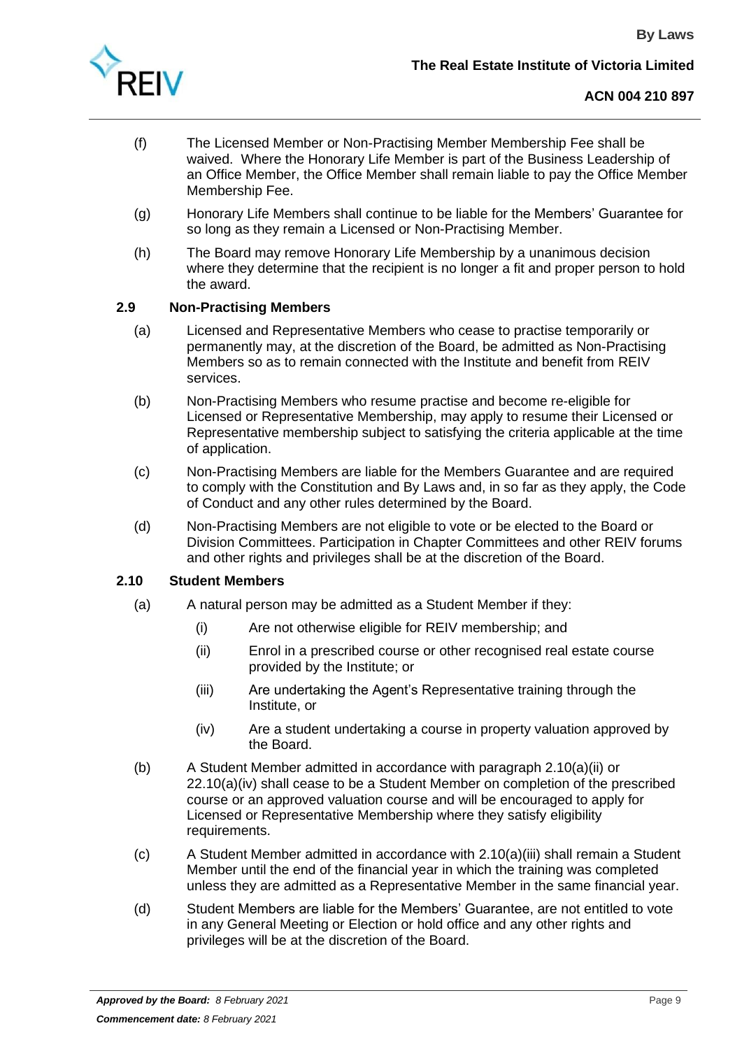(f) The Licensed Member or Non-Practising Member Membership Fee shall be waived. Where the Honorary Life Member is part of the Business Leadership of an Office Member, the Office Member shall remain liable to pay the Office Member Membership Fee.

(g) Honorary Life Members shall continue to be liable for the Members' Guarantee for so long as they remain a Licensed or Non-Practising Member.

(h) The Board may remove Honorary Life Membership by a unanimous decision where they determine that the recipient is no longer a fit and proper person to hold the award.

### 2.9 Non-Practising Members

(a) Licensed and Representative Members who cease to practise temporarily or permanently may, at the discretion of the Board, be admitted as Non-Practising Members so as to remain connected with the Institute and benefit from REIV services.

(b) Non-Practising Members who resume practise and become re-eligible for Licensed or Representative Membership, may apply to resume their Licensed or Representative membership subject to satisfying the criteria applicable at the time of application.

(c) Non-Practising Members are liable for the Members Guarantee and are required to comply with the Constitution and By Laws and, in so far as they apply, the Code of Conduct and any other rules determined by the Board.

(d) Non-Practising Members are not eligible to vote or be elected to the Board or Division Committees. Participation in Chapter Committees and other REIV forums and other rights and privileges shall be at the discretion of the Board.

### 2.10 Student Members

(a) A natural person may be admitted as a Student Member if they:

   (i) Are not otherwise eligible for REIV membership; and

   (ii) Enrol in a prescribed course or other recognised real estate course provided by the Institute; or

   (iii) Are undertaking the Agent's Representative training through the Institute, or

   (iv) Are a student undertaking a course in property valuation approved by the Board.

(b) A Student Member admitted in accordance with paragraph 2.10(a)(ii) or 22.10(a)(iv) shall cease to be a Student Member on completion of the prescribed course or an approved valuation course and will be encouraged to apply for Licensed or Representative Membership where they satisfy eligibility requirements.

(c) A Student Member admitted in accordance with 2.10(a)(iii) shall remain a Student Member until the end of the financial year in which the training was completed unless they are admitted as a Representative Member in the same financial year.

(d) Student Members are liable for the Members' Guarantee, are not entitled to vote in any General Meeting or Election or hold office and any other rights and privileges will be at the discretion of the Board.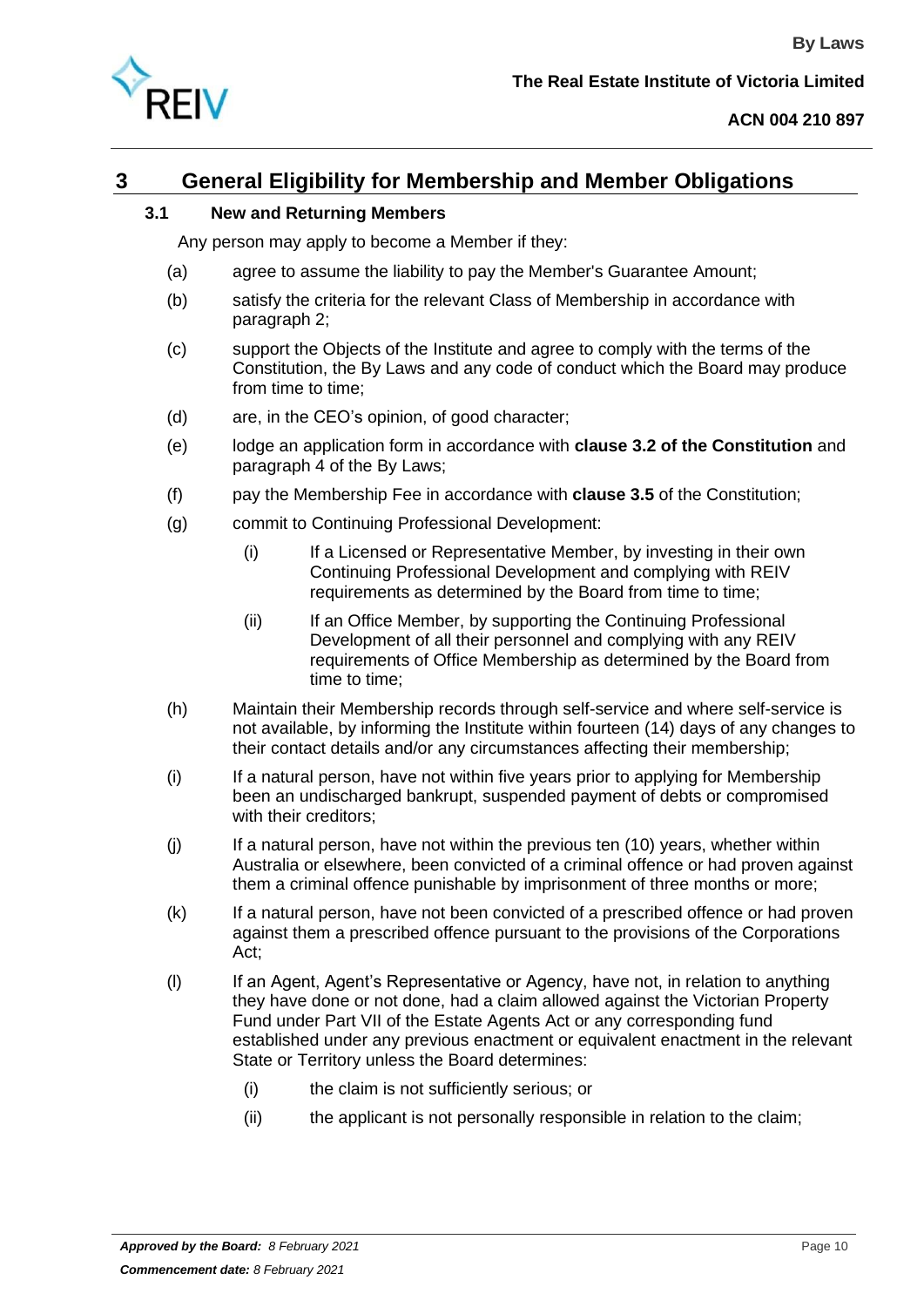# 3 General Eligibility for Membership and Member Obligations

## 3.1 New and Returning Members

Any person may apply to become a Member if they:

(a) agree to assume the liability to pay the Member's Guarantee Amount;

(b) satisfy the criteria for the relevant Class of Membership in accordance with paragraph 2;

(c) support the Objects of the Institute and agree to comply with the terms of the Constitution, the By Laws and any code of conduct which the Board may produce from time to time;

(d) are, in the CEO's opinion, of good character;

(e) lodge an application form in accordance with **clause 3.2 of the Constitution** and paragraph 4 of the By Laws;

(f) pay the Membership Fee in accordance with **clause 3.5** of the Constitution;

(g) commit to Continuing Professional Development:

(i) If a Licensed or Representative Member, by investing in their own Continuing Professional Development and complying with REIV requirements as determined by the Board from time to time;

(ii) If an Office Member, by supporting the Continuing Professional Development of all their personnel and complying with any REIV requirements of Office Membership as determined by the Board from time to time;

(h) Maintain their Membership records through self-service and where self-service is not available, by informing the Institute within fourteen (14) days of any changes to their contact details and/or any circumstances affecting their membership;

(i) If a natural person, have not within five years prior to applying for Membership been an undischarged bankrupt, suspended payment of debts or compromised with their creditors;

(j) If a natural person, have not within the previous ten (10) years, whether within Australia or elsewhere, been convicted of a criminal offence or had proven against them a criminal offence punishable by imprisonment of three months or more;

(k) If a natural person, have not been convicted of a prescribed offence or had proven against them a prescribed offence pursuant to the provisions of the Corporations Act;

(l) If an Agent, Agent's Representative or Agency, have not, in relation to anything they have done or not done, had a claim allowed against the Victorian Property Fund under Part VII of the Estate Agents Act or any corresponding fund established under any previous enactment or equivalent enactment in the relevant State or Territory unless the Board determines:

(i) the claim is not sufficiently serious; or

(ii) the applicant is not personally responsible in relation to the claim;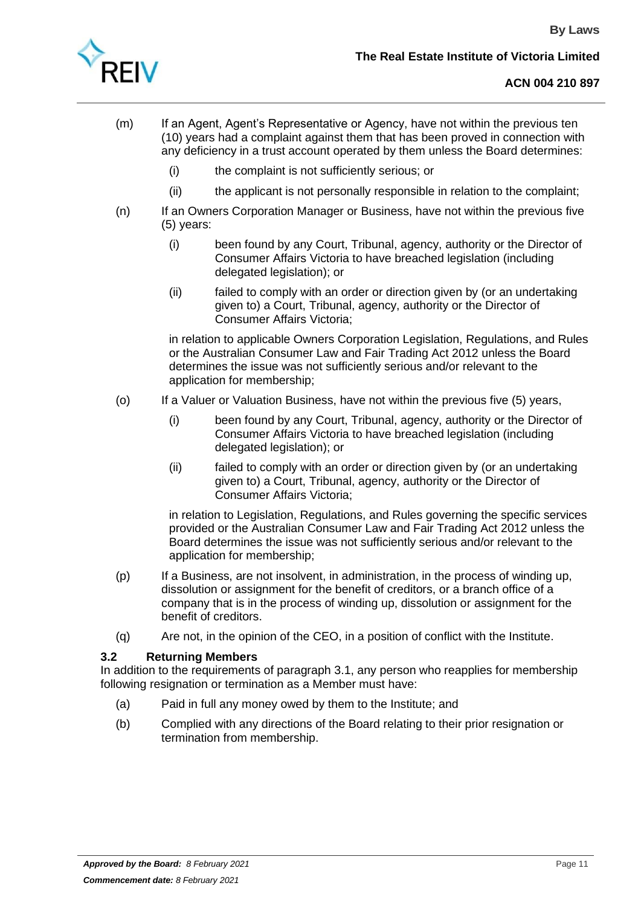(m) If an Agent, Agent's Representative or Agency, have not within the previous ten (10) years had a complaint against them that has been proved in connection with any deficiency in a trust account operated by them unless the Board determines:

   (i) the complaint is not sufficiently serious; or

   (ii) the applicant is not personally responsible in relation to the complaint;

(n) If an Owners Corporation Manager or Business, have not within the previous five (5) years:

   (i) been found by any Court, Tribunal, agency, authority or the Director of Consumer Affairs Victoria to have breached legislation (including delegated legislation); or

   (ii) failed to comply with an order or direction given by (or an undertaking given to) a Court, Tribunal, agency, authority or the Director of Consumer Affairs Victoria;

   in relation to applicable Owners Corporation Legislation, Regulations, and Rules or the Australian Consumer Law and Fair Trading Act 2012 unless the Board determines the issue was not sufficiently serious and/or relevant to the application for membership;

(o) If a Valuer or Valuation Business, have not within the previous five (5) years,

   (i) been found by any Court, Tribunal, agency, authority or the Director of Consumer Affairs Victoria to have breached legislation (including delegated legislation); or

   (ii) failed to comply with an order or direction given by (or an undertaking given to) a Court, Tribunal, agency, authority or the Director of Consumer Affairs Victoria;

   in relation to Legislation, Regulations, and Rules governing the specific services provided or the Australian Consumer Law and Fair Trading Act 2012 unless the Board determines the issue was not sufficiently serious and/or relevant to the application for membership;

(p) If a Business, are not insolvent, in administration, in the process of winding up, dissolution or assignment for the benefit of creditors, or a branch office of a company that is in the process of winding up, dissolution or assignment for the benefit of creditors.

(q) Are not, in the opinion of the CEO, in a position of conflict with the Institute.

### 3.2 Returning Members

In addition to the requirements of paragraph 3.1, any person who reapplies for membership following resignation or termination as a Member must have:

(a) Paid in full any money owed by them to the Institute; and

(b) Complied with any directions of the Board relating to their prior resignation or termination from membership.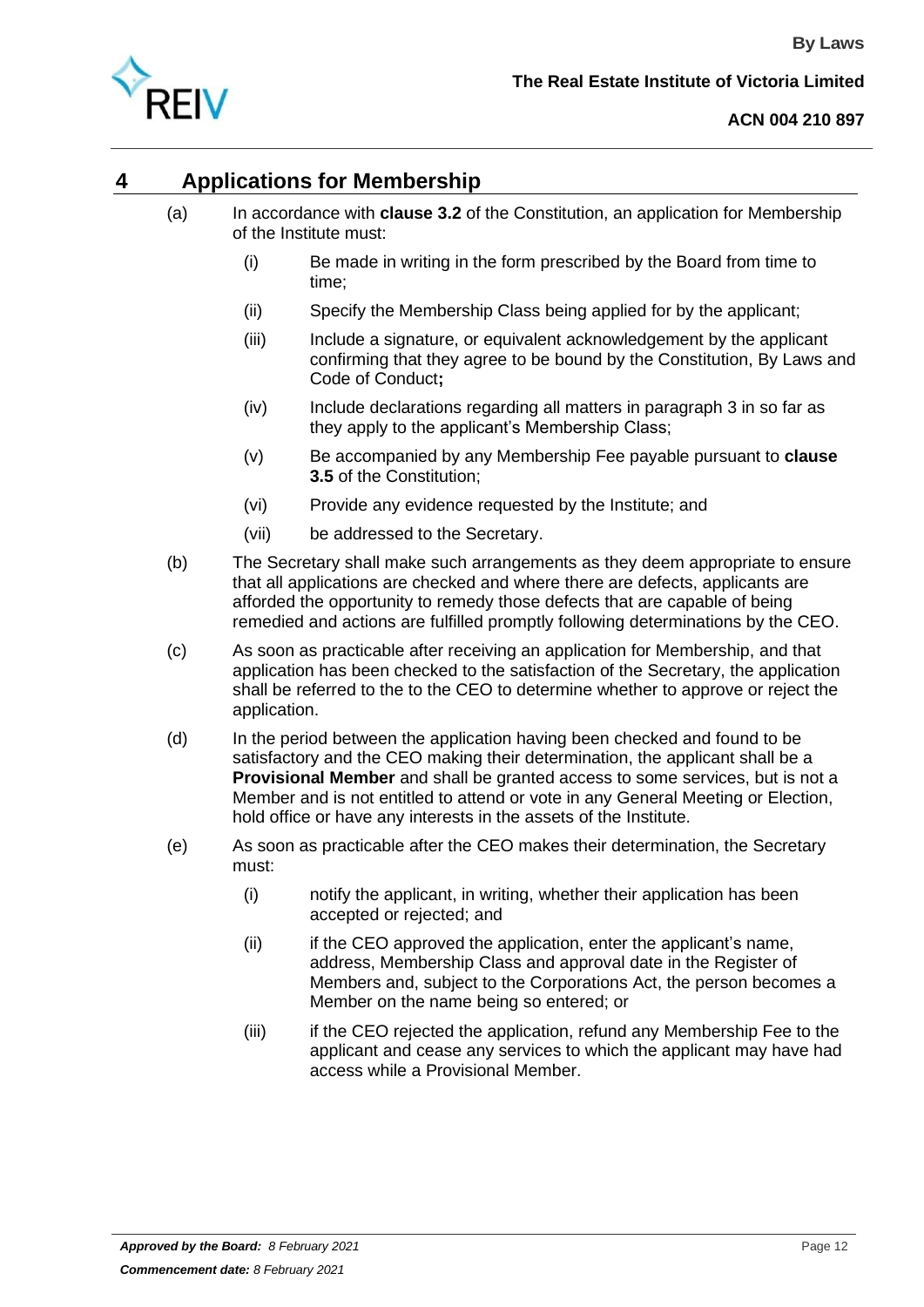# 4 Applications for Membership

(a) In accordance with **clause 3.2** of the Constitution, an application for Membership of the Institute must:

   (i) Be made in writing in the form prescribed by the Board from time to time;

   (ii) Specify the Membership Class being applied for by the applicant;

   (iii) Include a signature, or equivalent acknowledgement by the applicant confirming that they agree to be bound by the Constitution, By Laws and Code of Conduct**;**

   (iv) Include declarations regarding all matters in paragraph 3 in so far as they apply to the applicant's Membership Class;

   (v) Be accompanied by any Membership Fee payable pursuant to **clause 3.5** of the Constitution;

   (vi) Provide any evidence requested by the Institute; and

   (vii) be addressed to the Secretary.

(b) The Secretary shall make such arrangements as they deem appropriate to ensure that all applications are checked and where there are defects, applicants are afforded the opportunity to remedy those defects that are capable of being remedied and actions are fulfilled promptly following determinations by the CEO.

(c) As soon as practicable after receiving an application for Membership, and that application has been checked to the satisfaction of the Secretary, the application shall be referred to the to the CEO to determine whether to approve or reject the application.

(d) In the period between the application having been checked and found to be satisfactory and the CEO making their determination, the applicant shall be a **Provisional Member** and shall be granted access to some services, but is not a Member and is not entitled to attend or vote in any General Meeting or Election, hold office or have any interests in the assets of the Institute.

(e) As soon as practicable after the CEO makes their determination, the Secretary must:

   (i) notify the applicant, in writing, whether their application has been accepted or rejected; and

   (ii) if the CEO approved the application, enter the applicant's name, address, Membership Class and approval date in the Register of Members and, subject to the Corporations Act, the person becomes a Member on the name being so entered; or

   (iii) if the CEO rejected the application, refund any Membership Fee to the applicant and cease any services to which the applicant may have had access while a Provisional Member.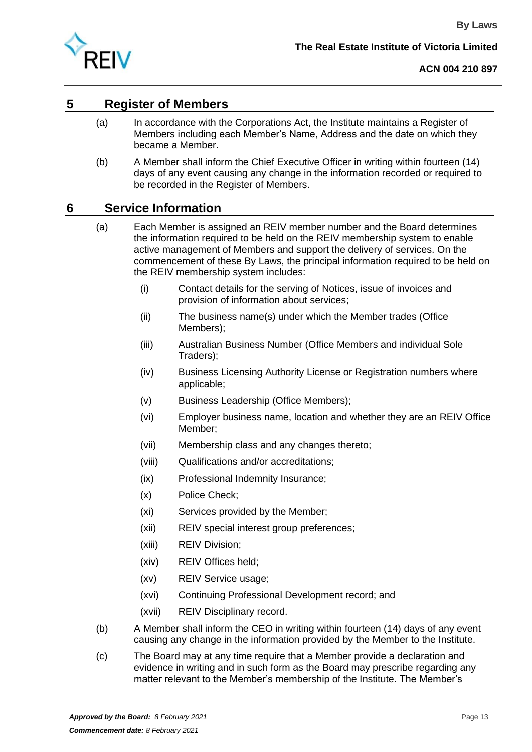## 5 Register of Members

(a) In accordance with the Corporations Act, the Institute maintains a Register of Members including each Member's Name, Address and the date on which they became a Member.

(b) A Member shall inform the Chief Executive Officer in writing within fourteen (14) days of any event causing any change in the information recorded or required to be recorded in the Register of Members.

## 6 Service Information

(a) Each Member is assigned an REIV member number and the Board determines the information required to be held on the REIV membership system to enable active management of Members and support the delivery of services. On the commencement of these By Laws, the principal information required to be held on the REIV membership system includes:

   (i) Contact details for the serving of Notices, issue of invoices and provision of information about services;

   (ii) The business name(s) under which the Member trades (Office Members);

   (iii) Australian Business Number (Office Members and individual Sole Traders);

   (iv) Business Licensing Authority License or Registration numbers where applicable;

   (v) Business Leadership (Office Members);

   (vi) Employer business name, location and whether they are an REIV Office Member;

   (vii) Membership class and any changes thereto;

   (viii) Qualifications and/or accreditations;

   (ix) Professional Indemnity Insurance;

   (x) Police Check;

   (xi) Services provided by the Member;

   (xii) REIV special interest group preferences;

   (xiii) REIV Division;

   (xiv) REIV Offices held;

   (xv) REIV Service usage;

   (xvi) Continuing Professional Development record; and

   (xvii) REIV Disciplinary record.

(b) A Member shall inform the CEO in writing within fourteen (14) days of any event causing any change in the information provided by the Member to the Institute.

(c) The Board may at any time require that a Member provide a declaration and evidence in writing and in such form as the Board may prescribe regarding any matter relevant to the Member's membership of the Institute. The Member's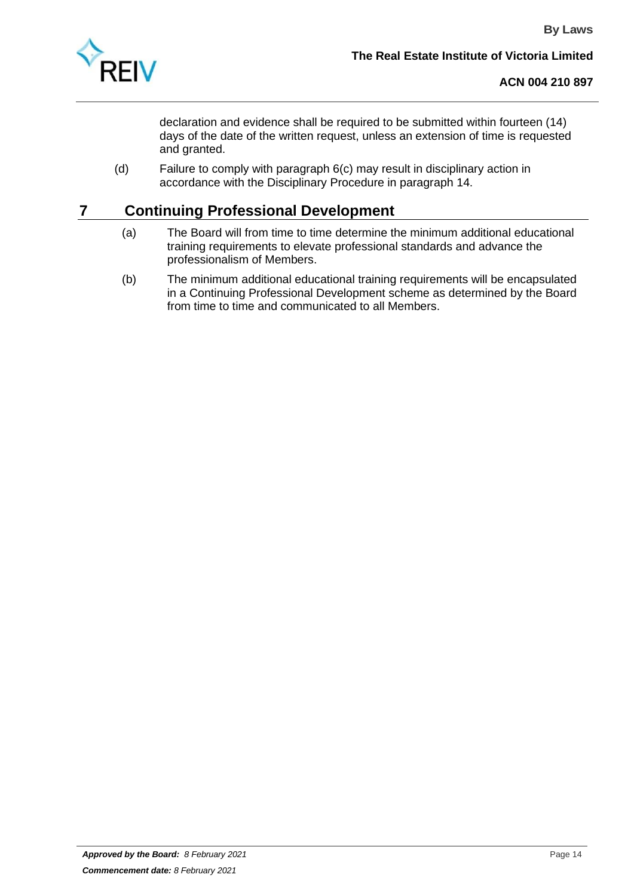declaration and evidence shall be required to be submitted within fourteen (14) days of the date of the written request, unless an extension of time is requested and granted.

(d) Failure to comply with paragraph 6(c) may result in disciplinary action in accordance with the Disciplinary Procedure in paragraph 14.

## 7 Continuing Professional Development

(a) The Board will from time to time determine the minimum additional educational training requirements to elevate professional standards and advance the professionalism of Members.

(b) The minimum additional educational training requirements will be encapsulated in a Continuing Professional Development scheme as determined by the Board from time to time and communicated to all Members.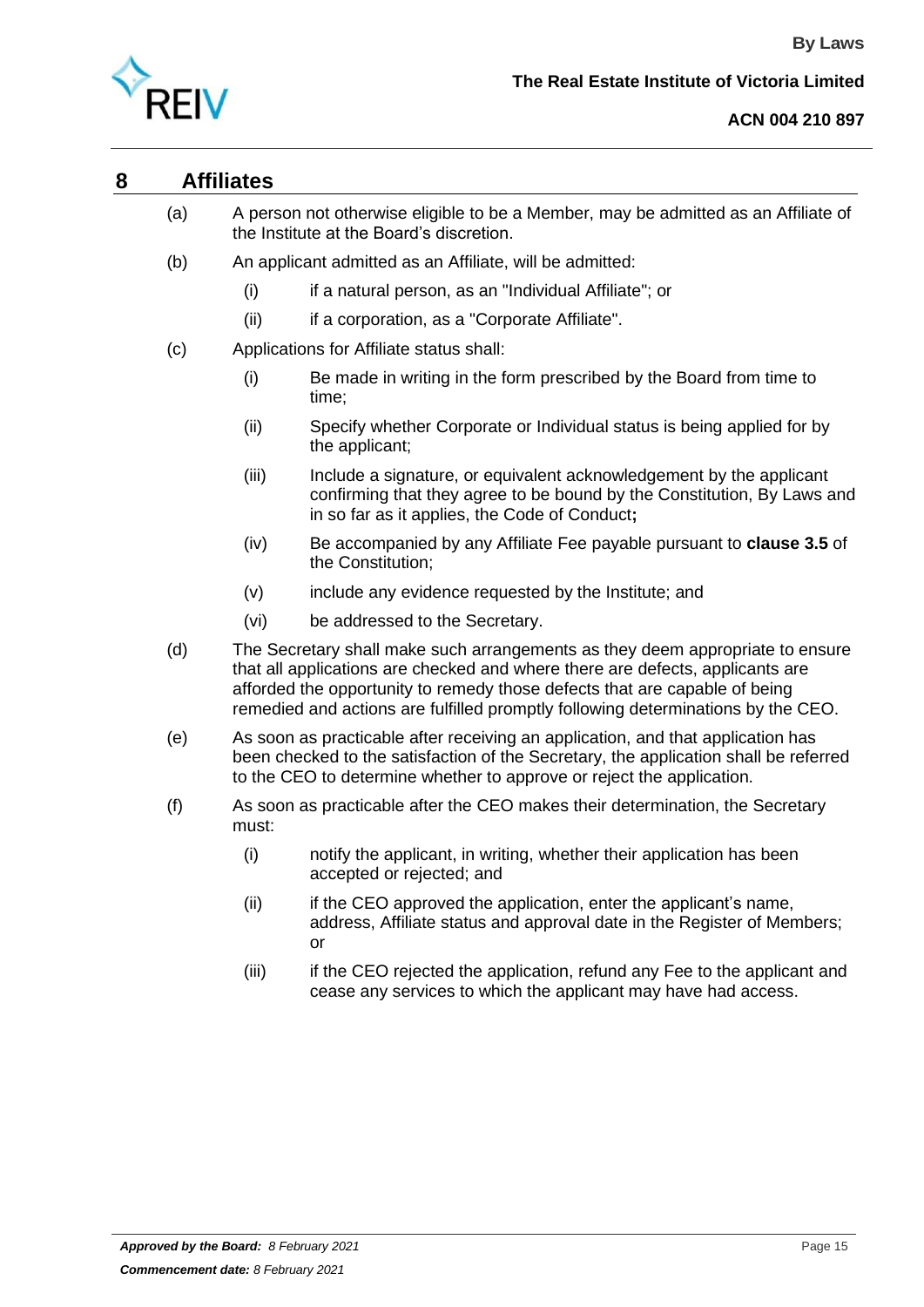## 8 Affiliates

(a) A person not otherwise eligible to be a Member, may be admitted as an Affiliate of the Institute at the Board's discretion.

(b) An applicant admitted as an Affiliate, will be admitted:

 (i) if a natural person, as an "Individual Affiliate"; or

 (ii) if a corporation, as a "Corporate Affiliate".

(c) Applications for Affiliate status shall:

 (i) Be made in writing in the form prescribed by the Board from time to time;

 (ii) Specify whether Corporate or Individual status is being applied for by the applicant;

 (iii) Include a signature, or equivalent acknowledgement by the applicant confirming that they agree to be bound by the Constitution, By Laws and in so far as it applies, the Code of Conduct**;**

 (iv) Be accompanied by any Affiliate Fee payable pursuant to **clause 3.5** of the Constitution;

 (v) include any evidence requested by the Institute; and

 (vi) be addressed to the Secretary.

(d) The Secretary shall make such arrangements as they deem appropriate to ensure that all applications are checked and where there are defects, applicants are afforded the opportunity to remedy those defects that are capable of being remedied and actions are fulfilled promptly following determinations by the CEO.

(e) As soon as practicable after receiving an application, and that application has been checked to the satisfaction of the Secretary, the application shall be referred to the CEO to determine whether to approve or reject the application.

(f) As soon as practicable after the CEO makes their determination, the Secretary must:

 (i) notify the applicant, in writing, whether their application has been accepted or rejected; and

 (ii) if the CEO approved the application, enter the applicant's name, address, Affiliate status and approval date in the Register of Members; or

 (iii) if the CEO rejected the application, refund any Fee to the applicant and cease any services to which the applicant may have had access.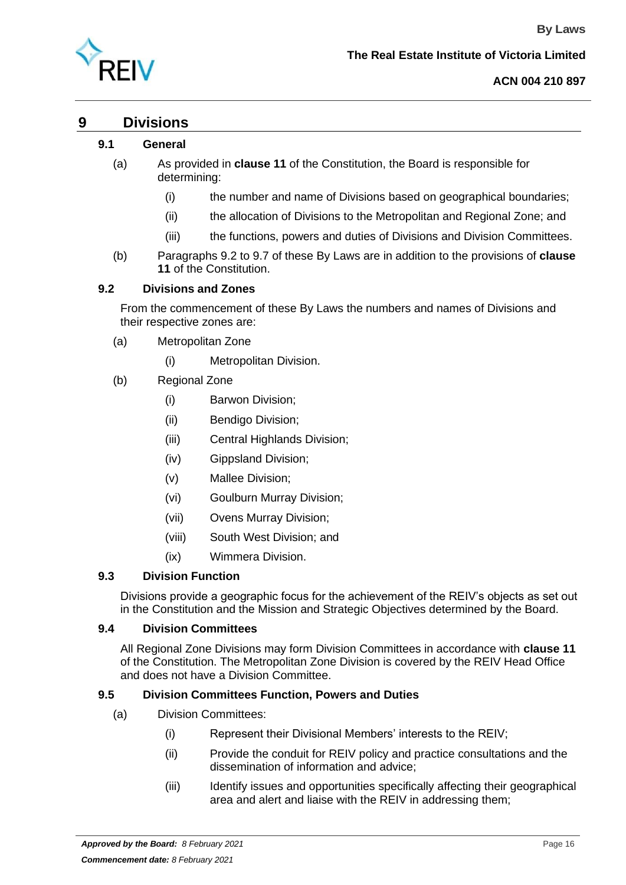# 9 Divisions

## 9.1 General

(a) As provided in **clause 11** of the Constitution, the Board is responsible for determining:

  (i) the number and name of Divisions based on geographical boundaries;

  (ii) the allocation of Divisions to the Metropolitan and Regional Zone; and

  (iii) the functions, powers and duties of Divisions and Division Committees.

(b) Paragraphs 9.2 to 9.7 of these By Laws are in addition to the provisions of **clause 11** of the Constitution.

## 9.2 Divisions and Zones

From the commencement of these By Laws the numbers and names of Divisions and their respective zones are:

(a) Metropolitan Zone

  (i) Metropolitan Division.

(b) Regional Zone

  (i) Barwon Division;

  (ii) Bendigo Division;

  (iii) Central Highlands Division;

  (iv) Gippsland Division;

  (v) Mallee Division;

  (vi) Goulburn Murray Division;

  (vii) Ovens Murray Division;

  (viii) South West Division; and

  (ix) Wimmera Division.

## 9.3 Division Function

Divisions provide a geographic focus for the achievement of the REIV's objects as set out in the Constitution and the Mission and Strategic Objectives determined by the Board.

## 9.4 Division Committees

All Regional Zone Divisions may form Division Committees in accordance with **clause 11** of the Constitution. The Metropolitan Zone Division is covered by the REIV Head Office and does not have a Division Committee.

## 9.5 Division Committees Function, Powers and Duties

(a) Division Committees:

  (i) Represent their Divisional Members' interests to the REIV;

  (ii) Provide the conduit for REIV policy and practice consultations and the dissemination of information and advice;

  (iii) Identify issues and opportunities specifically affecting their geographical area and alert and liaise with the REIV in addressing them;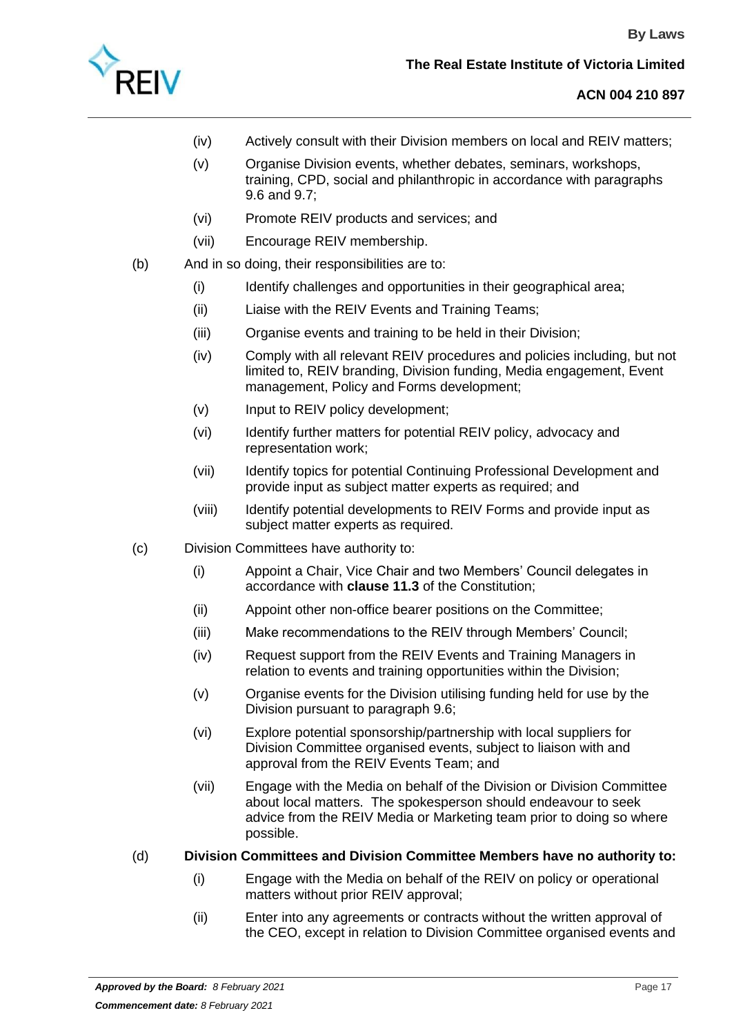(iv) Actively consult with their Division members on local and REIV matters;

(v) Organise Division events, whether debates, seminars, workshops, training, CPD, social and philanthropic in accordance with paragraphs 9.6 and 9.7;

(vi) Promote REIV products and services; and

(vii) Encourage REIV membership.

(b) And in so doing, their responsibilities are to:

(i) Identify challenges and opportunities in their geographical area;

(ii) Liaise with the REIV Events and Training Teams;

(iii) Organise events and training to be held in their Division;

(iv) Comply with all relevant REIV procedures and policies including, but not limited to, REIV branding, Division funding, Media engagement, Event management, Policy and Forms development;

(v) Input to REIV policy development;

(vi) Identify further matters for potential REIV policy, advocacy and representation work;

(vii) Identify topics for potential Continuing Professional Development and provide input as subject matter experts as required; and

(viii) Identify potential developments to REIV Forms and provide input as subject matter experts as required.

(c) Division Committees have authority to:

(i) Appoint a Chair, Vice Chair and two Members' Council delegates in accordance with **clause 11.3** of the Constitution;

(ii) Appoint other non-office bearer positions on the Committee;

(iii) Make recommendations to the REIV through Members' Council;

(iv) Request support from the REIV Events and Training Managers in relation to events and training opportunities within the Division;

(v) Organise events for the Division utilising funding held for use by the Division pursuant to paragraph 9.6;

(vi) Explore potential sponsorship/partnership with local suppliers for Division Committee organised events, subject to liaison with and approval from the REIV Events Team; and

(vii) Engage with the Media on behalf of the Division or Division Committee about local matters. The spokesperson should endeavour to seek advice from the REIV Media or Marketing team prior to doing so where possible.

(d) **Division Committees and Division Committee Members have no authority to:**

(i) Engage with the Media on behalf of the REIV on policy or operational matters without prior REIV approval;

(ii) Enter into any agreements or contracts without the written approval of the CEO, except in relation to Division Committee organised events and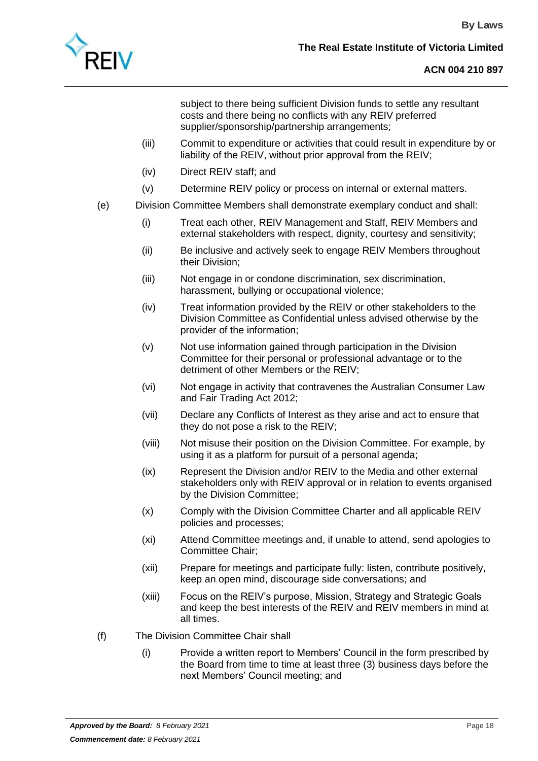subject to there being sufficient Division funds to settle any resultant costs and there being no conflicts with any REIV preferred supplier/sponsorship/partnership arrangements;

(iii) Commit to expenditure or activities that could result in expenditure by or liability of the REIV, without prior approval from the REIV;

(iv) Direct REIV staff; and

(v) Determine REIV policy or process on internal or external matters.

(e) Division Committee Members shall demonstrate exemplary conduct and shall:

(i) Treat each other, REIV Management and Staff, REIV Members and external stakeholders with respect, dignity, courtesy and sensitivity;

(ii) Be inclusive and actively seek to engage REIV Members throughout their Division;

(iii) Not engage in or condone discrimination, sex discrimination, harassment, bullying or occupational violence;

(iv) Treat information provided by the REIV or other stakeholders to the Division Committee as Confidential unless advised otherwise by the provider of the information;

(v) Not use information gained through participation in the Division Committee for their personal or professional advantage or to the detriment of other Members or the REIV;

(vi) Not engage in activity that contravenes the Australian Consumer Law and Fair Trading Act 2012;

(vii) Declare any Conflicts of Interest as they arise and act to ensure that they do not pose a risk to the REIV;

(viii) Not misuse their position on the Division Committee. For example, by using it as a platform for pursuit of a personal agenda;

(ix) Represent the Division and/or REIV to the Media and other external stakeholders only with REIV approval or in relation to events organised by the Division Committee;

(x) Comply with the Division Committee Charter and all applicable REIV policies and processes;

(xi) Attend Committee meetings and, if unable to attend, send apologies to Committee Chair;

(xii) Prepare for meetings and participate fully: listen, contribute positively, keep an open mind, discourage side conversations; and

(xiii) Focus on the REIV's purpose, Mission, Strategy and Strategic Goals and keep the best interests of the REIV and REIV members in mind at all times.

(f) The Division Committee Chair shall

(i) Provide a written report to Members' Council in the form prescribed by the Board from time to time at least three (3) business days before the next Members' Council meeting; and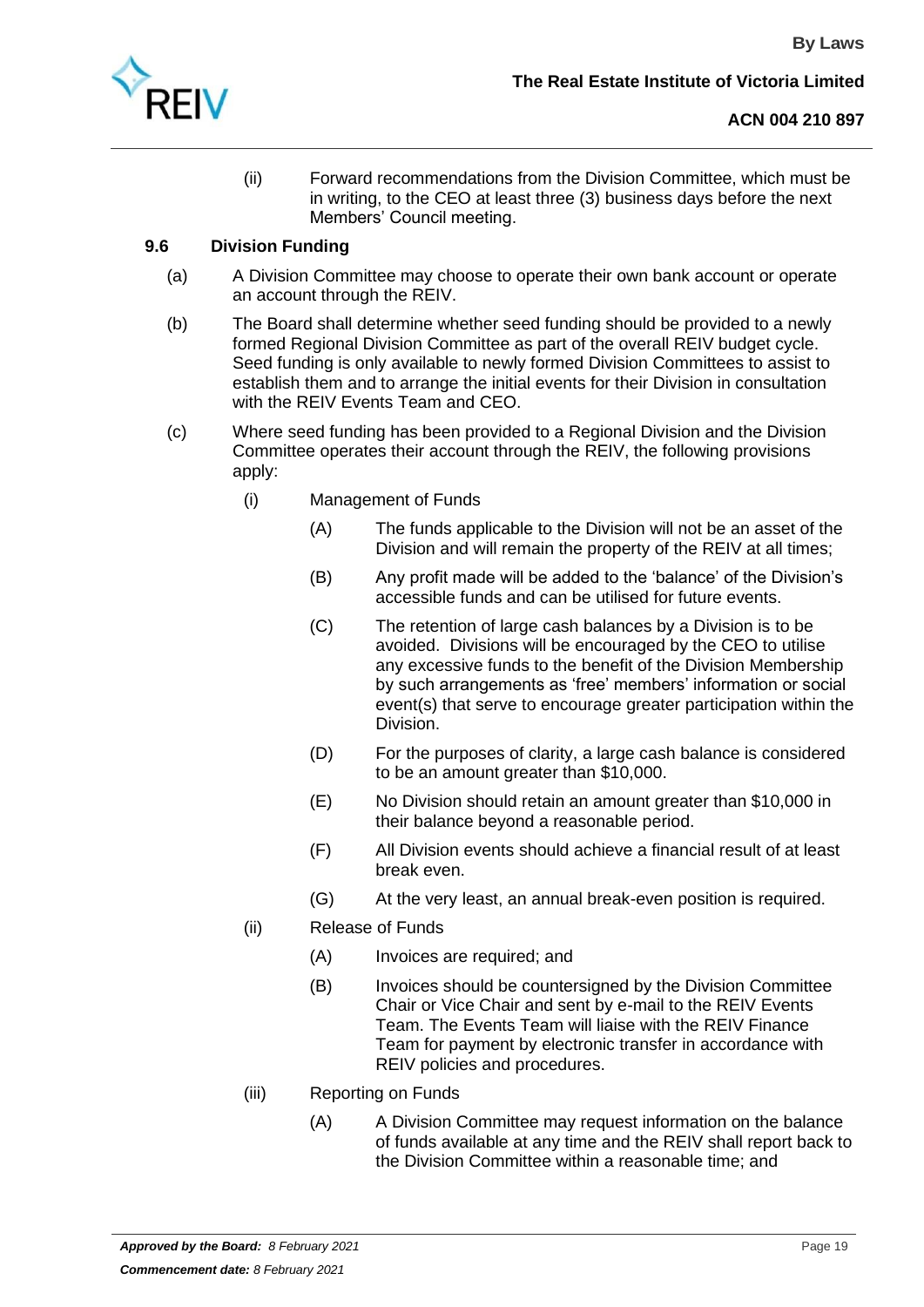(ii) Forward recommendations from the Division Committee, which must be in writing, to the CEO at least three (3) business days before the next Members' Council meeting.

### 9.6 Division Funding

(a) A Division Committee may choose to operate their own bank account or operate an account through the REIV.

(b) The Board shall determine whether seed funding should be provided to a newly formed Regional Division Committee as part of the overall REIV budget cycle. Seed funding is only available to newly formed Division Committees to assist to establish them and to arrange the initial events for their Division in consultation with the REIV Events Team and CEO.

(c) Where seed funding has been provided to a Regional Division and the Division Committee operates their account through the REIV, the following provisions apply:

(i) Management of Funds

(A) The funds applicable to the Division will not be an asset of the Division and will remain the property of the REIV at all times;

(B) Any profit made will be added to the 'balance' of the Division's accessible funds and can be utilised for future events.

(C) The retention of large cash balances by a Division is to be avoided. Divisions will be encouraged by the CEO to utilise any excessive funds to the benefit of the Division Membership by such arrangements as 'free' members' information or social event(s) that serve to encourage greater participation within the Division.

(D) For the purposes of clarity, a large cash balance is considered to be an amount greater than $10,000.

(E) No Division should retain an amount greater than $10,000 in their balance beyond a reasonable period.

(F) All Division events should achieve a financial result of at least break even.

(G) At the very least, an annual break-even position is required.

(ii) Release of Funds

(A) Invoices are required; and

(B) Invoices should be countersigned by the Division Committee Chair or Vice Chair and sent by e-mail to the REIV Events Team. The Events Team will liaise with the REIV Finance Team for payment by electronic transfer in accordance with REIV policies and procedures.

(iii) Reporting on Funds

(A) A Division Committee may request information on the balance of funds available at any time and the REIV shall report back to the Division Committee within a reasonable time; and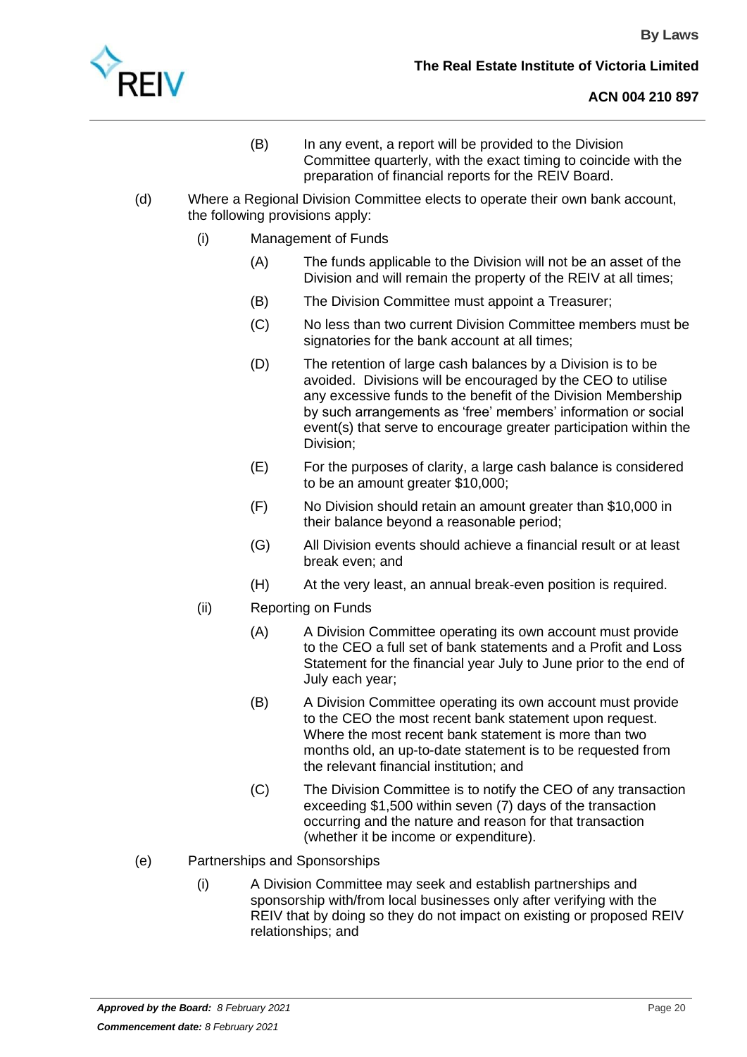(B) In any event, a report will be provided to the Division Committee quarterly, with the exact timing to coincide with the preparation of financial reports for the REIV Board.

(d) Where a Regional Division Committee elects to operate their own bank account, the following provisions apply:

(i) Management of Funds

(A) The funds applicable to the Division will not be an asset of the Division and will remain the property of the REIV at all times;

(B) The Division Committee must appoint a Treasurer;

(C) No less than two current Division Committee members must be signatories for the bank account at all times;

(D) The retention of large cash balances by a Division is to be avoided. Divisions will be encouraged by the CEO to utilise any excessive funds to the benefit of the Division Membership by such arrangements as 'free' members' information or social event(s) that serve to encourage greater participation within the Division;

(E) For the purposes of clarity, a large cash balance is considered to be an amount greater $10,000;

(F) No Division should retain an amount greater than $10,000 in their balance beyond a reasonable period;

(G) All Division events should achieve a financial result or at least break even; and

(H) At the very least, an annual break-even position is required.

(ii) Reporting on Funds

(A) A Division Committee operating its own account must provide to the CEO a full set of bank statements and a Profit and Loss Statement for the financial year July to June prior to the end of July each year;

(B) A Division Committee operating its own account must provide to the CEO the most recent bank statement upon request. Where the most recent bank statement is more than two months old, an up-to-date statement is to be requested from the relevant financial institution; and

(C) The Division Committee is to notify the CEO of any transaction exceeding $1,500 within seven (7) days of the transaction occurring and the nature and reason for that transaction (whether it be income or expenditure).

(e) Partnerships and Sponsorships

(i) A Division Committee may seek and establish partnerships and sponsorship with/from local businesses only after verifying with the REIV that by doing so they do not impact on existing or proposed REIV relationships; and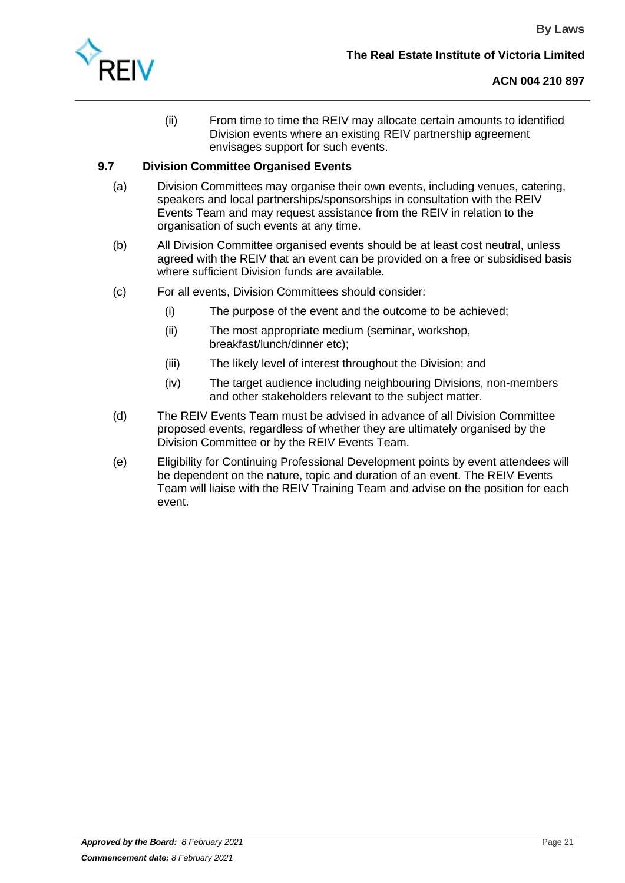(ii) From time to time the REIV may allocate certain amounts to identified Division events where an existing REIV partnership agreement envisages support for such events.

### 9.7 Division Committee Organised Events

(a) Division Committees may organise their own events, including venues, catering, speakers and local partnerships/sponsorships in consultation with the REIV Events Team and may request assistance from the REIV in relation to the organisation of such events at any time.

(b) All Division Committee organised events should be at least cost neutral, unless agreed with the REIV that an event can be provided on a free or subsidised basis where sufficient Division funds are available.

(c) For all events, Division Committees should consider:

(i) The purpose of the event and the outcome to be achieved;

(ii) The most appropriate medium (seminar, workshop, breakfast/lunch/dinner etc);

(iii) The likely level of interest throughout the Division; and

(iv) The target audience including neighbouring Divisions, non-members and other stakeholders relevant to the subject matter.

(d) The REIV Events Team must be advised in advance of all Division Committee proposed events, regardless of whether they are ultimately organised by the Division Committee or by the REIV Events Team.

(e) Eligibility for Continuing Professional Development points by event attendees will be dependent on the nature, topic and duration of an event. The REIV Events Team will liaise with the REIV Training Team and advise on the position for each event.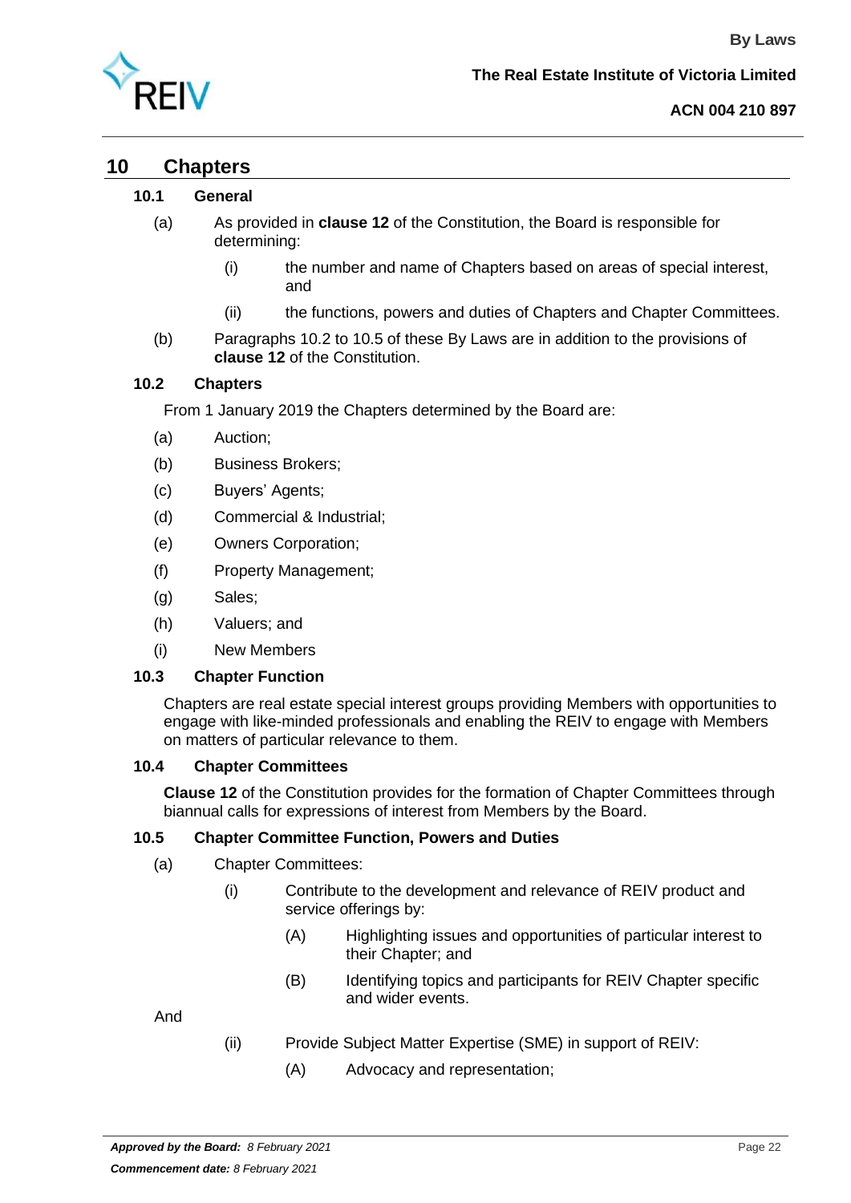## 10 Chapters

### 10.1 General

(a) As provided in **clause 12** of the Constitution, the Board is responsible for determining:

   (i) the number and name of Chapters based on areas of special interest, and

   (ii) the functions, powers and duties of Chapters and Chapter Committees.

(b) Paragraphs 10.2 to 10.5 of these By Laws are in addition to the provisions of **clause 12** of the Constitution.

### 10.2 Chapters

From 1 January 2019 the Chapters determined by the Board are:

(a) Auction;

(b) Business Brokers;

(c) Buyers' Agents;

(d) Commercial & Industrial;

(e) Owners Corporation;

(f) Property Management;

(g) Sales;

(h) Valuers; and

(i) New Members

### 10.3 Chapter Function

Chapters are real estate special interest groups providing Members with opportunities to engage with like-minded professionals and enabling the REIV to engage with Members on matters of particular relevance to them.

### 10.4 Chapter Committees

**Clause 12** of the Constitution provides for the formation of Chapter Committees through biannual calls for expressions of interest from Members by the Board.

### 10.5 Chapter Committee Function, Powers and Duties

(a) Chapter Committees:

   (i) Contribute to the development and relevance of REIV product and service offerings by:

      (A) Highlighting issues and opportunities of particular interest to their Chapter; and

      (B) Identifying topics and participants for REIV Chapter specific and wider events.

And

   (ii) Provide Subject Matter Expertise (SME) in support of REIV:

      (A) Advocacy and representation;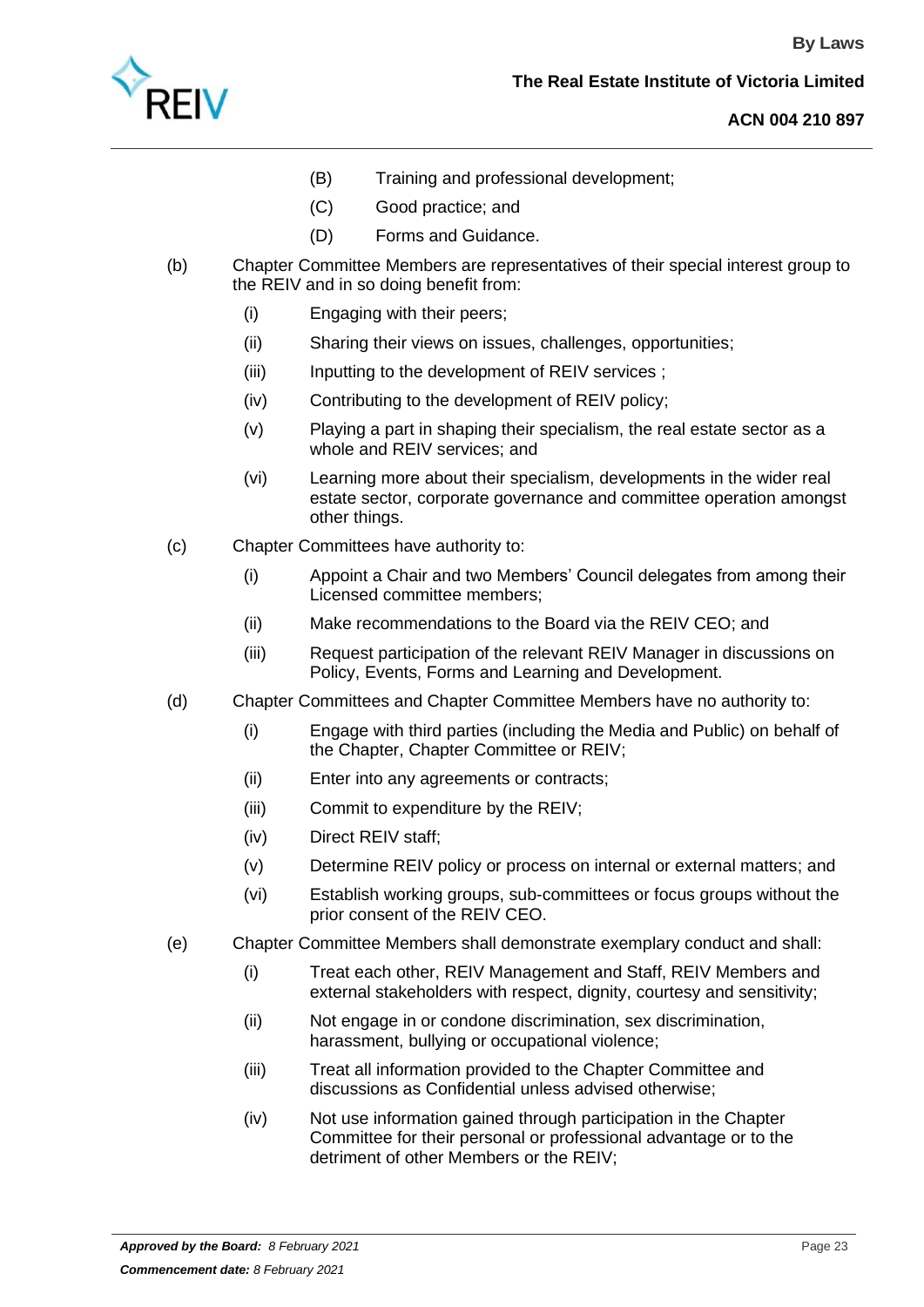(B) Training and professional development;

(C) Good practice; and

(D) Forms and Guidance.

(b) Chapter Committee Members are representatives of their special interest group to the REIV and in so doing benefit from:

(i) Engaging with their peers;

(ii) Sharing their views on issues, challenges, opportunities;

(iii) Inputting to the development of REIV services ;

(iv) Contributing to the development of REIV policy;

(v) Playing a part in shaping their specialism, the real estate sector as a whole and REIV services; and

(vi) Learning more about their specialism, developments in the wider real estate sector, corporate governance and committee operation amongst other things.

(c) Chapter Committees have authority to:

(i) Appoint a Chair and two Members' Council delegates from among their Licensed committee members;

(ii) Make recommendations to the Board via the REIV CEO; and

(iii) Request participation of the relevant REIV Manager in discussions on Policy, Events, Forms and Learning and Development.

(d) Chapter Committees and Chapter Committee Members have no authority to:

(i) Engage with third parties (including the Media and Public) on behalf of the Chapter, Chapter Committee or REIV;

(ii) Enter into any agreements or contracts;

(iii) Commit to expenditure by the REIV;

(iv) Direct REIV staff;

(v) Determine REIV policy or process on internal or external matters; and

(vi) Establish working groups, sub-committees or focus groups without the prior consent of the REIV CEO.

(e) Chapter Committee Members shall demonstrate exemplary conduct and shall:

(i) Treat each other, REIV Management and Staff, REIV Members and external stakeholders with respect, dignity, courtesy and sensitivity;

(ii) Not engage in or condone discrimination, sex discrimination, harassment, bullying or occupational violence;

(iii) Treat all information provided to the Chapter Committee and discussions as Confidential unless advised otherwise;

(iv) Not use information gained through participation in the Chapter Committee for their personal or professional advantage or to the detriment of other Members or the REIV;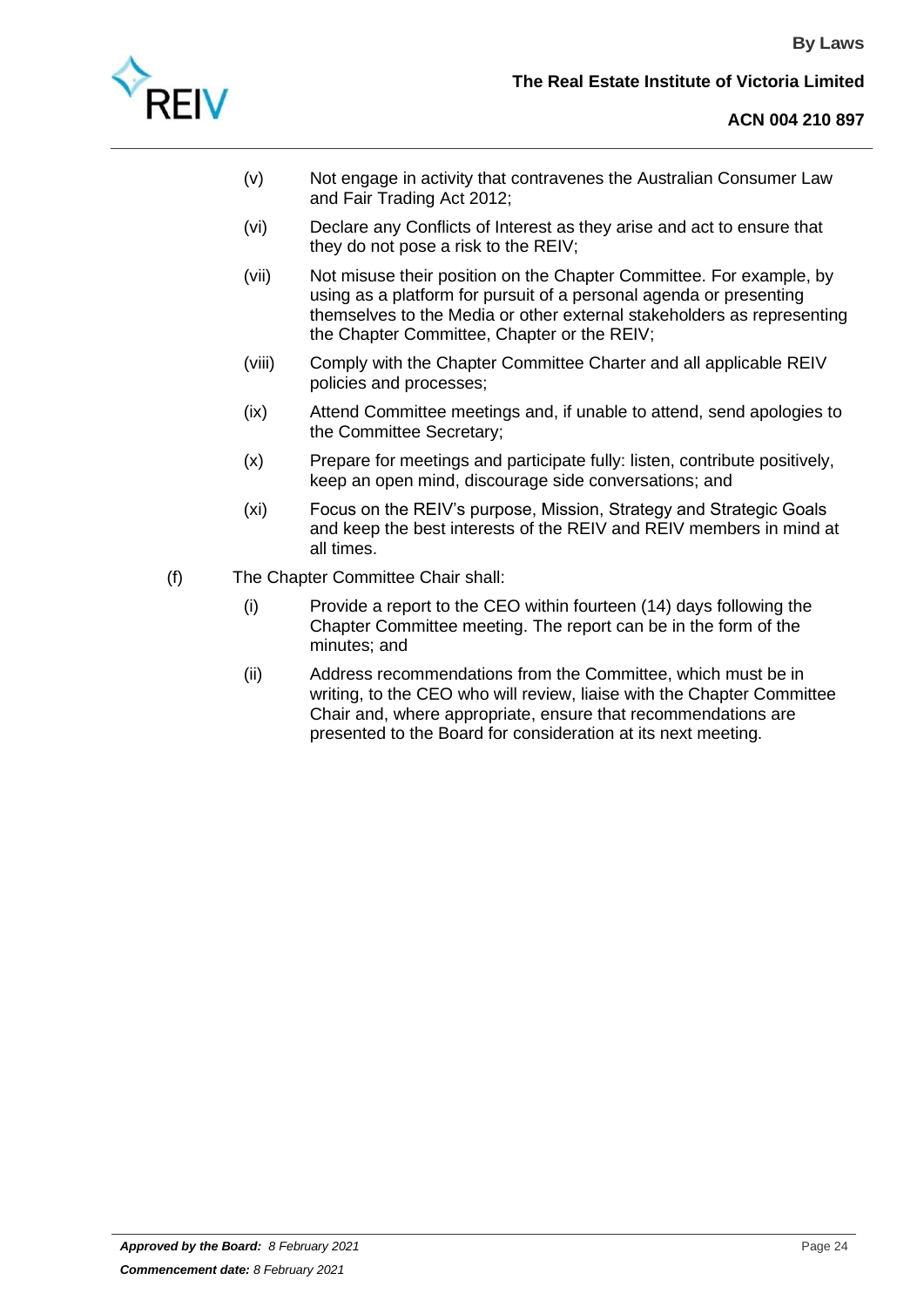(v) Not engage in activity that contravenes the Australian Consumer Law and Fair Trading Act 2012;

(vi) Declare any Conflicts of Interest as they arise and act to ensure that they do not pose a risk to the REIV;

(vii) Not misuse their position on the Chapter Committee. For example, by using as a platform for pursuit of a personal agenda or presenting themselves to the Media or other external stakeholders as representing the Chapter Committee, Chapter or the REIV;

(viii) Comply with the Chapter Committee Charter and all applicable REIV policies and processes;

(ix) Attend Committee meetings and, if unable to attend, send apologies to the Committee Secretary;

(x) Prepare for meetings and participate fully: listen, contribute positively, keep an open mind, discourage side conversations; and

(xi) Focus on the REIV's purpose, Mission, Strategy and Strategic Goals and keep the best interests of the REIV and REIV members in mind at all times.

(f) The Chapter Committee Chair shall:

(i) Provide a report to the CEO within fourteen (14) days following the Chapter Committee meeting. The report can be in the form of the minutes; and

(ii) Address recommendations from the Committee, which must be in writing, to the CEO who will review, liaise with the Chapter Committee Chair and, where appropriate, ensure that recommendations are presented to the Board for consideration at its next meeting.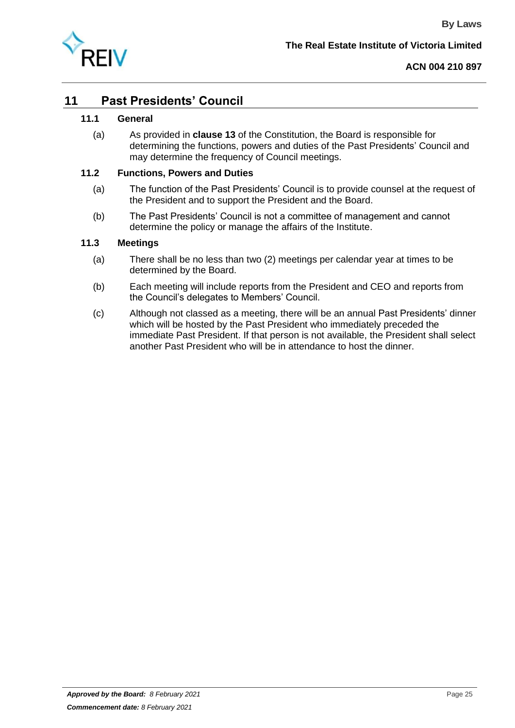# 11 Past Presidents' Council

## 11.1 General

(a) As provided in **clause 13** of the Constitution, the Board is responsible for determining the functions, powers and duties of the Past Presidents' Council and may determine the frequency of Council meetings.

## 11.2 Functions, Powers and Duties

(a) The function of the Past Presidents' Council is to provide counsel at the request of the President and to support the President and the Board.

(b) The Past Presidents' Council is not a committee of management and cannot determine the policy or manage the affairs of the Institute.

## 11.3 Meetings

(a) There shall be no less than two (2) meetings per calendar year at times to be determined by the Board.

(b) Each meeting will include reports from the President and CEO and reports from the Council's delegates to Members' Council.

(c) Although not classed as a meeting, there will be an annual Past Presidents' dinner which will be hosted by the Past President who immediately preceded the immediate Past President. If that person is not available, the President shall select another Past President who will be in attendance to host the dinner.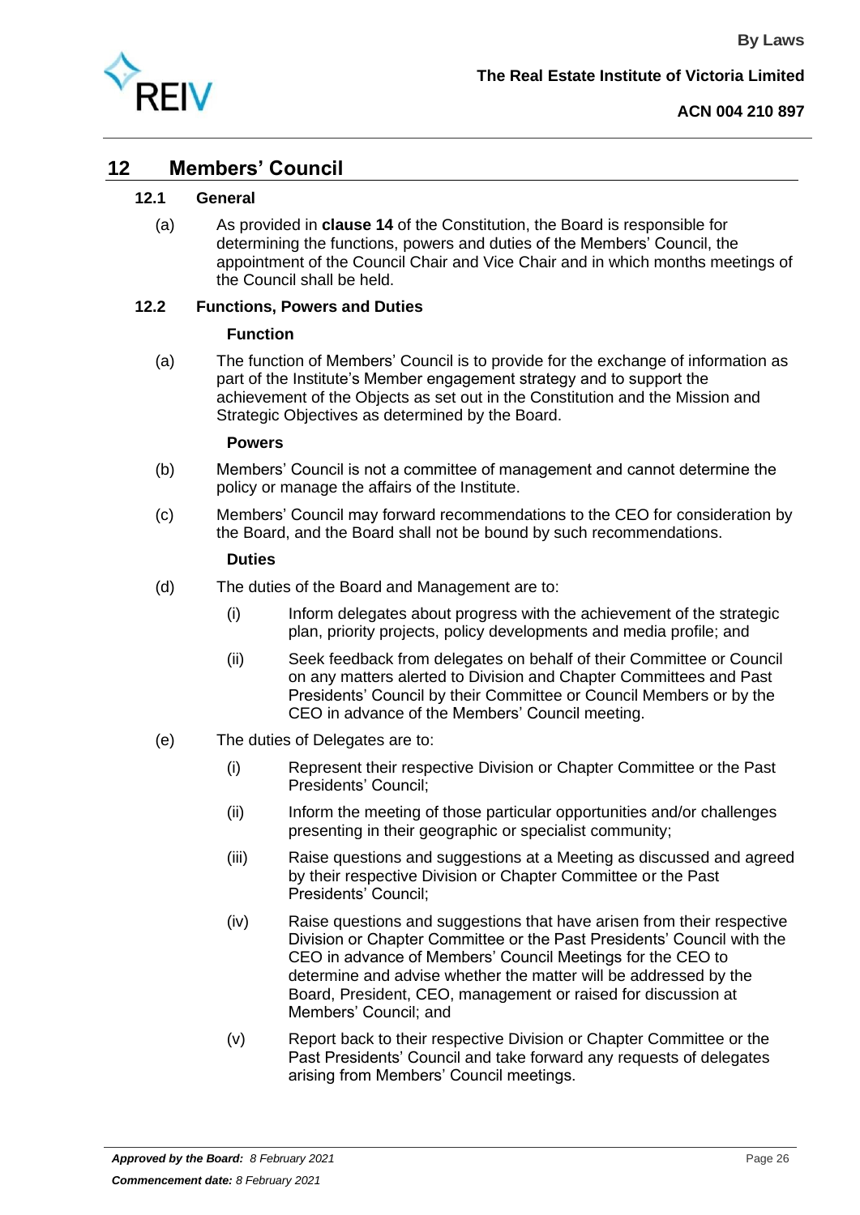## 12 Members' Council

### 12.1 General

(a) As provided in **clause 14** of the Constitution, the Board is responsible for determining the functions, powers and duties of the Members' Council, the appointment of the Council Chair and Vice Chair and in which months meetings of the Council shall be held.

### 12.2 Functions, Powers and Duties

**Function**

(a) The function of Members' Council is to provide for the exchange of information as part of the Institute's Member engagement strategy and to support the achievement of the Objects as set out in the Constitution and the Mission and Strategic Objectives as determined by the Board.

**Powers**

(b) Members' Council is not a committee of management and cannot determine the policy or manage the affairs of the Institute.

(c) Members' Council may forward recommendations to the CEO for consideration by the Board, and the Board shall not be bound by such recommendations.

**Duties**

(d) The duties of the Board and Management are to:

- (i) Inform delegates about progress with the achievement of the strategic plan, priority projects, policy developments and media profile; and
- (ii) Seek feedback from delegates on behalf of their Committee or Council on any matters alerted to Division and Chapter Committees and Past Presidents' Council by their Committee or Council Members or by the CEO in advance of the Members' Council meeting.

(e) The duties of Delegates are to:

- (i) Represent their respective Division or Chapter Committee or the Past Presidents' Council;
- (ii) Inform the meeting of those particular opportunities and/or challenges presenting in their geographic or specialist community;
- (iii) Raise questions and suggestions at a Meeting as discussed and agreed by their respective Division or Chapter Committee or the Past Presidents' Council;
- (iv) Raise questions and suggestions that have arisen from their respective Division or Chapter Committee or the Past Presidents' Council with the CEO in advance of Members' Council Meetings for the CEO to determine and advise whether the matter will be addressed by the Board, President, CEO, management or raised for discussion at Members' Council; and
- (v) Report back to their respective Division or Chapter Committee or the Past Presidents' Council and take forward any requests of delegates arising from Members' Council meetings.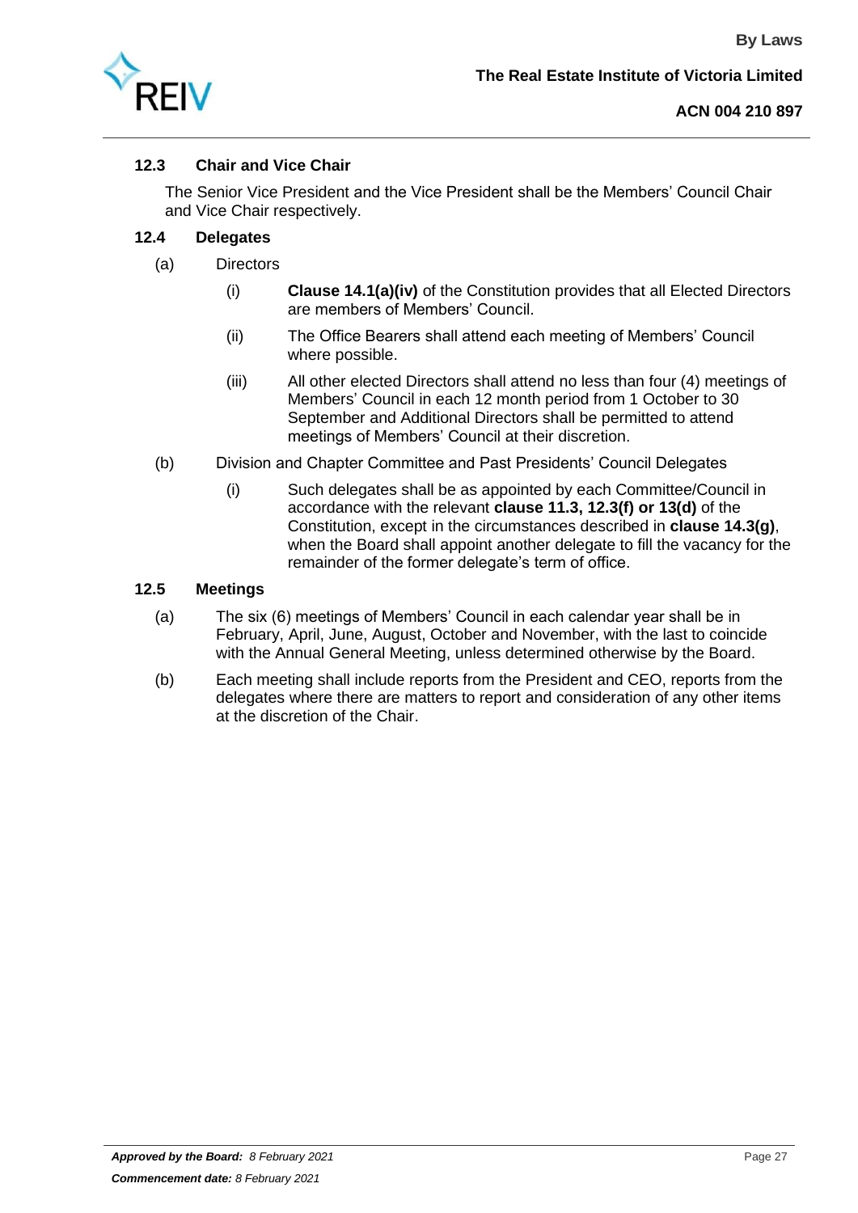### 12.3 Chair and Vice Chair

The Senior Vice President and the Vice President shall be the Members' Council Chair and Vice Chair respectively.

### 12.4 Delegates

(a) Directors

(i) **Clause 14.1(a)(iv)** of the Constitution provides that all Elected Directors are members of Members' Council.

(ii) The Office Bearers shall attend each meeting of Members' Council where possible.

(iii) All other elected Directors shall attend no less than four (4) meetings of Members' Council in each 12 month period from 1 October to 30 September and Additional Directors shall be permitted to attend meetings of Members' Council at their discretion.

(b) Division and Chapter Committee and Past Presidents' Council Delegates

(i) Such delegates shall be as appointed by each Committee/Council in accordance with the relevant **clause 11.3, 12.3(f) or 13(d)** of the Constitution, except in the circumstances described in **clause 14.3(g)**, when the Board shall appoint another delegate to fill the vacancy for the remainder of the former delegate's term of office.

### 12.5 Meetings

(a) The six (6) meetings of Members' Council in each calendar year shall be in February, April, June, August, October and November, with the last to coincide with the Annual General Meeting, unless determined otherwise by the Board.

(b) Each meeting shall include reports from the President and CEO, reports from the delegates where there are matters to report and consideration of any other items at the discretion of the Chair.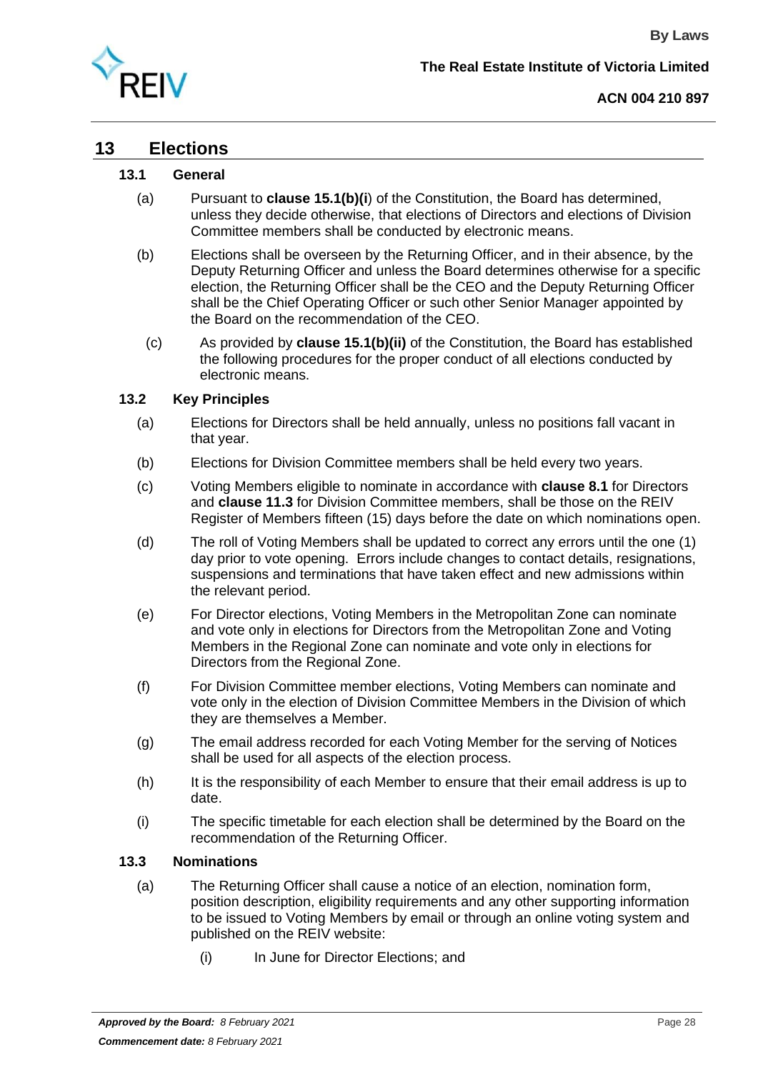# 13 Elections

## 13.1 General

(a) Pursuant to **clause 15.1(b)(i**) of the Constitution, the Board has determined, unless they decide otherwise, that elections of Directors and elections of Division Committee members shall be conducted by electronic means.

(b) Elections shall be overseen by the Returning Officer, and in their absence, by the Deputy Returning Officer and unless the Board determines otherwise for a specific election, the Returning Officer shall be the CEO and the Deputy Returning Officer shall be the Chief Operating Officer or such other Senior Manager appointed by the Board on the recommendation of the CEO.

(c) As provided by **clause 15.1(b)(ii)** of the Constitution, the Board has established the following procedures for the proper conduct of all elections conducted by electronic means.

## 13.2 Key Principles

(a) Elections for Directors shall be held annually, unless no positions fall vacant in that year.

(b) Elections for Division Committee members shall be held every two years.

(c) Voting Members eligible to nominate in accordance with **clause 8.1** for Directors and **clause 11.3** for Division Committee members, shall be those on the REIV Register of Members fifteen (15) days before the date on which nominations open.

(d) The roll of Voting Members shall be updated to correct any errors until the one (1) day prior to vote opening. Errors include changes to contact details, resignations, suspensions and terminations that have taken effect and new admissions within the relevant period.

(e) For Director elections, Voting Members in the Metropolitan Zone can nominate and vote only in elections for Directors from the Metropolitan Zone and Voting Members in the Regional Zone can nominate and vote only in elections for Directors from the Regional Zone.

(f) For Division Committee member elections, Voting Members can nominate and vote only in the election of Division Committee Members in the Division of which they are themselves a Member.

(g) The email address recorded for each Voting Member for the serving of Notices shall be used for all aspects of the election process.

(h) It is the responsibility of each Member to ensure that their email address is up to date.

(i) The specific timetable for each election shall be determined by the Board on the recommendation of the Returning Officer.

## 13.3 Nominations

(a) The Returning Officer shall cause a notice of an election, nomination form, position description, eligibility requirements and any other supporting information to be issued to Voting Members by email or through an online voting system and published on the REIV website:

(i) In June for Director Elections; and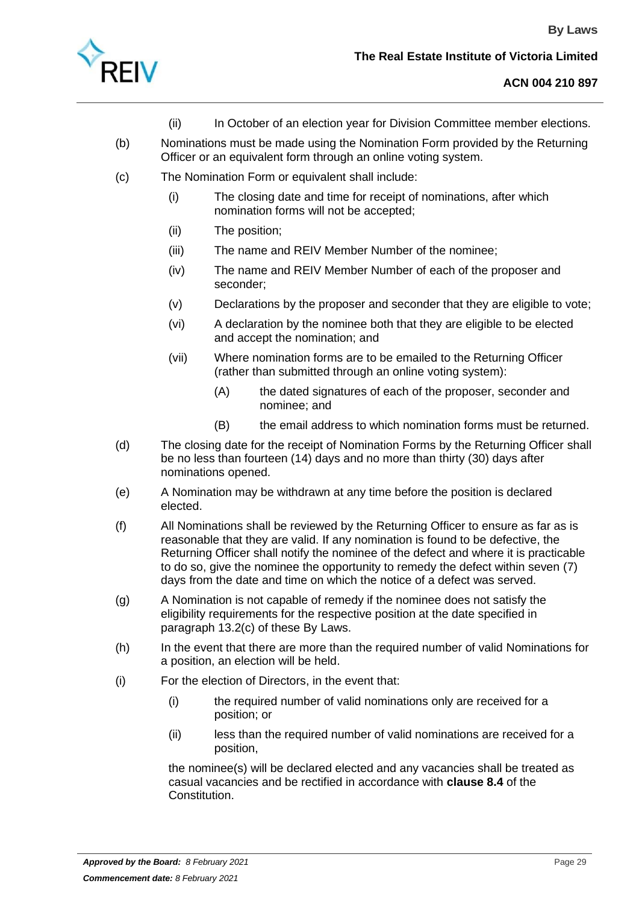(ii) In October of an election year for Division Committee member elections.

(b) Nominations must be made using the Nomination Form provided by the Returning Officer or an equivalent form through an online voting system.

(c) The Nomination Form or equivalent shall include:

  (i) The closing date and time for receipt of nominations, after which nomination forms will not be accepted;

  (ii) The position;

  (iii) The name and REIV Member Number of the nominee;

  (iv) The name and REIV Member Number of each of the proposer and seconder;

  (v) Declarations by the proposer and seconder that they are eligible to vote;

  (vi) A declaration by the nominee both that they are eligible to be elected and accept the nomination; and

  (vii) Where nomination forms are to be emailed to the Returning Officer (rather than submitted through an online voting system):

    (A) the dated signatures of each of the proposer, seconder and nominee; and

    (B) the email address to which nomination forms must be returned.

(d) The closing date for the receipt of Nomination Forms by the Returning Officer shall be no less than fourteen (14) days and no more than thirty (30) days after nominations opened.

(e) A Nomination may be withdrawn at any time before the position is declared elected.

(f) All Nominations shall be reviewed by the Returning Officer to ensure as far as is reasonable that they are valid. If any nomination is found to be defective, the Returning Officer shall notify the nominee of the defect and where it is practicable to do so, give the nominee the opportunity to remedy the defect within seven (7) days from the date and time on which the notice of a defect was served.

(g) A Nomination is not capable of remedy if the nominee does not satisfy the eligibility requirements for the respective position at the date specified in paragraph 13.2(c) of these By Laws.

(h) In the event that there are more than the required number of valid Nominations for a position, an election will be held.

(i) For the election of Directors, in the event that:

  (i) the required number of valid nominations only are received for a position; or

  (ii) less than the required number of valid nominations are received for a position,

  the nominee(s) will be declared elected and any vacancies shall be treated as casual vacancies and be rectified in accordance with **clause 8.4** of the Constitution.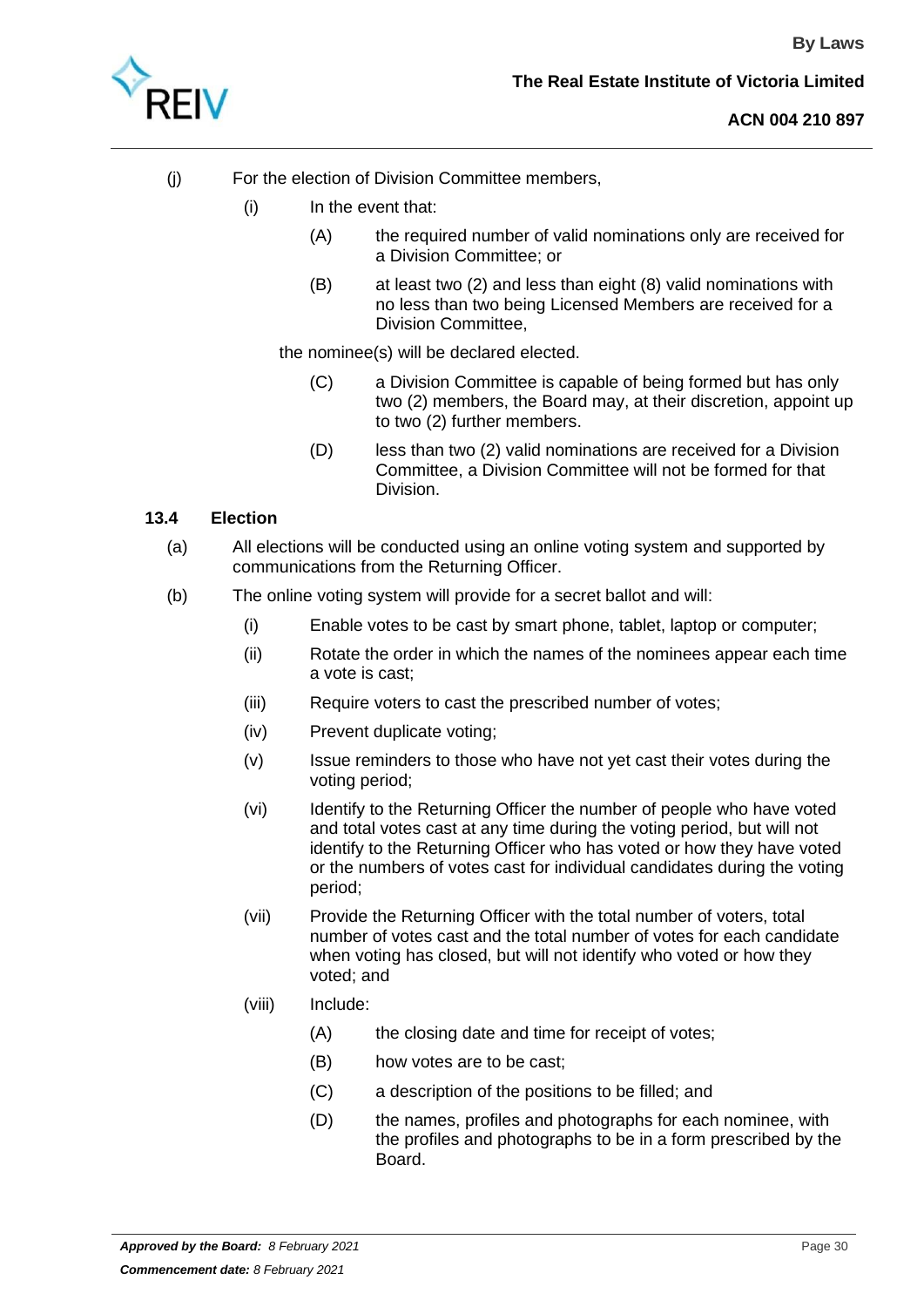(j) For the election of Division Committee members,

  (i) In the event that:

    (A) the required number of valid nominations only are received for a Division Committee; or

    (B) at least two (2) and less than eight (8) valid nominations with no less than two being Licensed Members are received for a Division Committee,

  the nominee(s) will be declared elected.

    (C) a Division Committee is capable of being formed but has only two (2) members, the Board may, at their discretion, appoint up to two (2) further members.

    (D) less than two (2) valid nominations are received for a Division Committee, a Division Committee will not be formed for that Division.

### 13.4 Election

(a) All elections will be conducted using an online voting system and supported by communications from the Returning Officer.

(b) The online voting system will provide for a secret ballot and will:

  (i) Enable votes to be cast by smart phone, tablet, laptop or computer;

  (ii) Rotate the order in which the names of the nominees appear each time a vote is cast;

  (iii) Require voters to cast the prescribed number of votes;

  (iv) Prevent duplicate voting;

  (v) Issue reminders to those who have not yet cast their votes during the voting period;

  (vi) Identify to the Returning Officer the number of people who have voted and total votes cast at any time during the voting period, but will not identify to the Returning Officer who has voted or how they have voted or the numbers of votes cast for individual candidates during the voting period;

  (vii) Provide the Returning Officer with the total number of voters, total number of votes cast and the total number of votes for each candidate when voting has closed, but will not identify who voted or how they voted; and

  (viii) Include:

    (A) the closing date and time for receipt of votes;

    (B) how votes are to be cast;

    (C) a description of the positions to be filled; and

    (D) the names, profiles and photographs for each nominee, with the profiles and photographs to be in a form prescribed by the Board.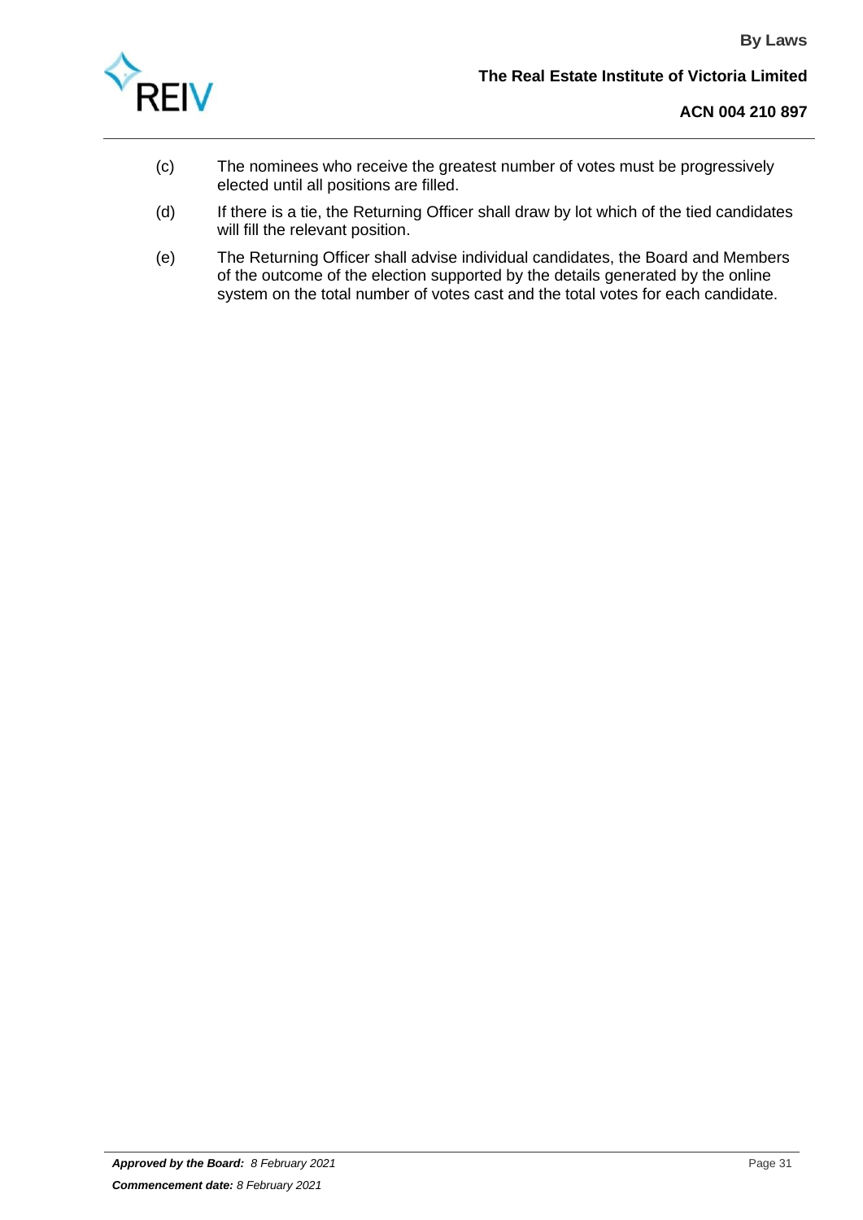(c) The nominees who receive the greatest number of votes must be progressively elected until all positions are filled.

(d) If there is a tie, the Returning Officer shall draw by lot which of the tied candidates will fill the relevant position.

(e) The Returning Officer shall advise individual candidates, the Board and Members of the outcome of the election supported by the details generated by the online system on the total number of votes cast and the total votes for each candidate.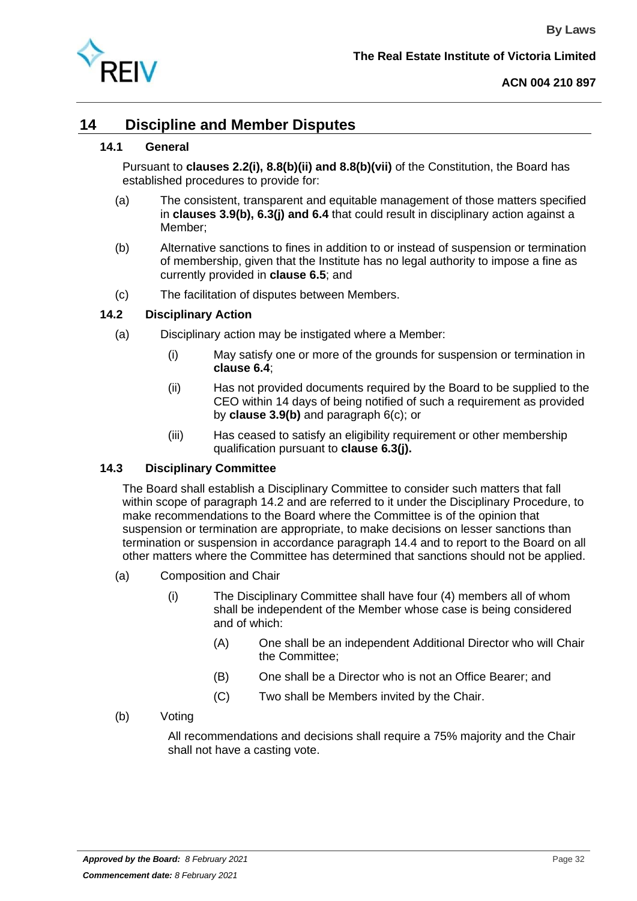# 14 Discipline and Member Disputes

## 14.1 General

Pursuant to **clauses 2.2(i), 8.8(b)(ii) and 8.8(b)(vii)** of the Constitution, the Board has established procedures to provide for:

(a) The consistent, transparent and equitable management of those matters specified in **clauses 3.9(b), 6.3(j) and 6.4** that could result in disciplinary action against a Member;

(b) Alternative sanctions to fines in addition to or instead of suspension or termination of membership, given that the Institute has no legal authority to impose a fine as currently provided in **clause 6.5**; and

(c) The facilitation of disputes between Members.

## 14.2 Disciplinary Action

(a) Disciplinary action may be instigated where a Member:

(i) May satisfy one or more of the grounds for suspension or termination in **clause 6.4**;

(ii) Has not provided documents required by the Board to be supplied to the CEO within 14 days of being notified of such a requirement as provided by **clause 3.9(b)** and paragraph 6(c); or

(iii) Has ceased to satisfy an eligibility requirement or other membership qualification pursuant to **clause 6.3(j).**

## 14.3 Disciplinary Committee

The Board shall establish a Disciplinary Committee to consider such matters that fall within scope of paragraph 14.2 and are referred to it under the Disciplinary Procedure, to make recommendations to the Board where the Committee is of the opinion that suspension or termination are appropriate, to make decisions on lesser sanctions than termination or suspension in accordance paragraph 14.4 and to report to the Board on all other matters where the Committee has determined that sanctions should not be applied.

(a) Composition and Chair

(i) The Disciplinary Committee shall have four (4) members all of whom shall be independent of the Member whose case is being considered and of which:

(A) One shall be an independent Additional Director who will Chair the Committee;

(B) One shall be a Director who is not an Office Bearer; and

(C) Two shall be Members invited by the Chair.

(b) Voting

All recommendations and decisions shall require a 75% majority and the Chair shall not have a casting vote.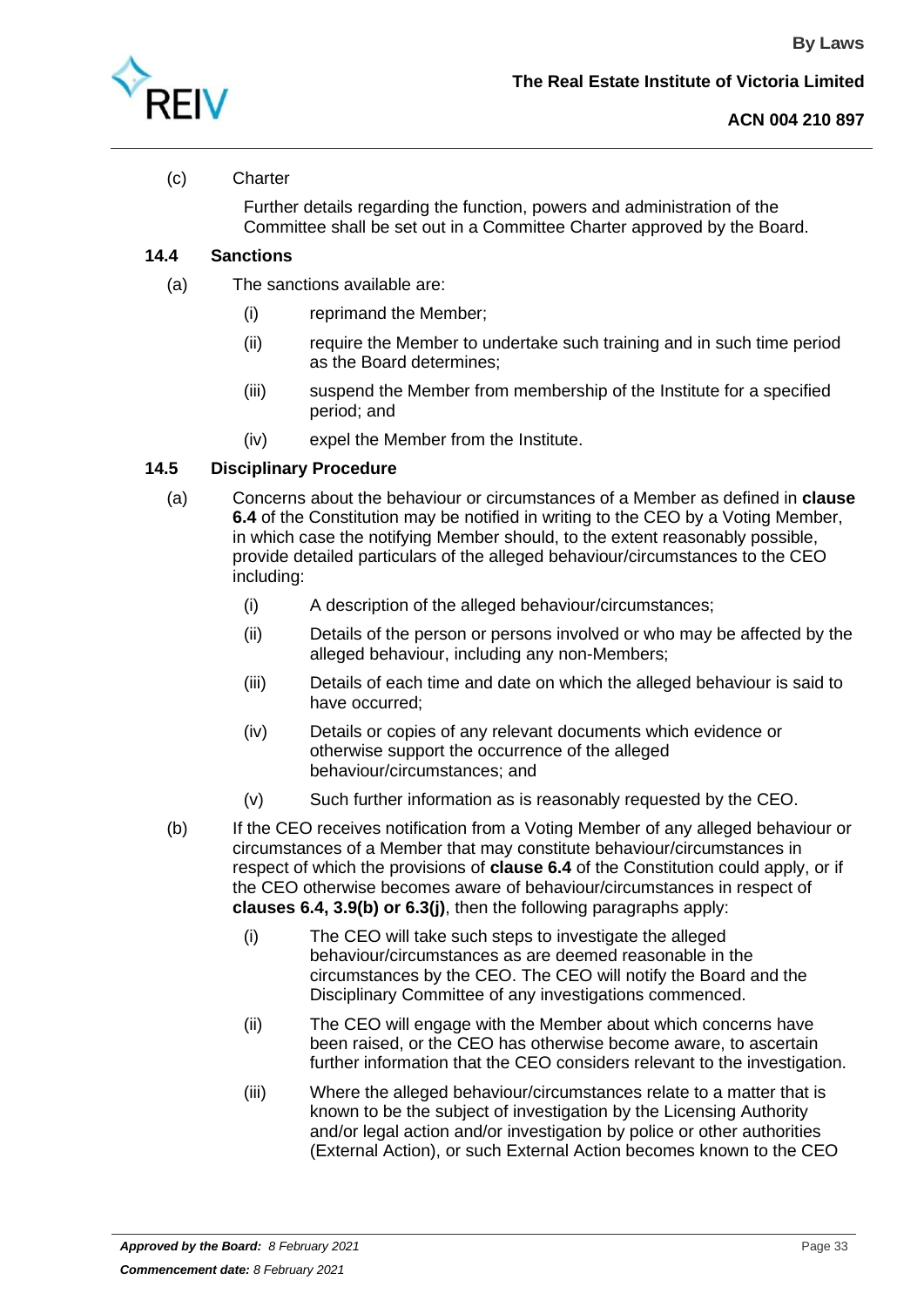(c) Charter

Further details regarding the function, powers and administration of the Committee shall be set out in a Committee Charter approved by the Board.

### 14.4 Sanctions

(a) The sanctions available are:

(i) reprimand the Member;

(ii) require the Member to undertake such training and in such time period as the Board determines;

(iii) suspend the Member from membership of the Institute for a specified period; and

(iv) expel the Member from the Institute.

### 14.5 Disciplinary Procedure

(a) Concerns about the behaviour or circumstances of a Member as defined in **clause 6.4** of the Constitution may be notified in writing to the CEO by a Voting Member, in which case the notifying Member should, to the extent reasonably possible, provide detailed particulars of the alleged behaviour/circumstances to the CEO including:

(i) A description of the alleged behaviour/circumstances;

(ii) Details of the person or persons involved or who may be affected by the alleged behaviour, including any non-Members;

(iii) Details of each time and date on which the alleged behaviour is said to have occurred;

(iv) Details or copies of any relevant documents which evidence or otherwise support the occurrence of the alleged behaviour/circumstances; and

(v) Such further information as is reasonably requested by the CEO.

(b) If the CEO receives notification from a Voting Member of any alleged behaviour or circumstances of a Member that may constitute behaviour/circumstances in respect of which the provisions of **clause 6.4** of the Constitution could apply, or if the CEO otherwise becomes aware of behaviour/circumstances in respect of **clauses 6.4, 3.9(b) or 6.3(j)**, then the following paragraphs apply:

(i) The CEO will take such steps to investigate the alleged behaviour/circumstances as are deemed reasonable in the circumstances by the CEO. The CEO will notify the Board and the Disciplinary Committee of any investigations commenced.

(ii) The CEO will engage with the Member about which concerns have been raised, or the CEO has otherwise become aware, to ascertain further information that the CEO considers relevant to the investigation.

(iii) Where the alleged behaviour/circumstances relate to a matter that is known to be the subject of investigation by the Licensing Authority and/or legal action and/or investigation by police or other authorities (External Action), or such External Action becomes known to the CEO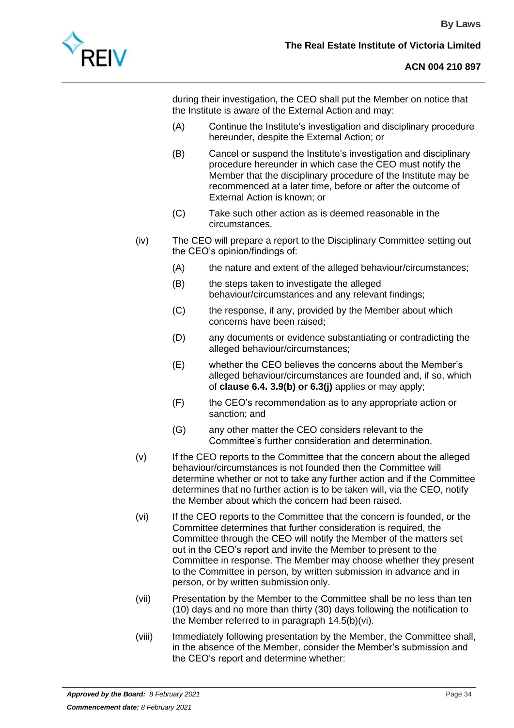during their investigation, the CEO shall put the Member on notice that the Institute is aware of the External Action and may:

(A) Continue the Institute's investigation and disciplinary procedure hereunder, despite the External Action; or

(B) Cancel or suspend the Institute's investigation and disciplinary procedure hereunder in which case the CEO must notify the Member that the disciplinary procedure of the Institute may be recommenced at a later time, before or after the outcome of External Action is known; or

(C) Take such other action as is deemed reasonable in the circumstances.

(iv) The CEO will prepare a report to the Disciplinary Committee setting out the CEO's opinion/findings of:

(A) the nature and extent of the alleged behaviour/circumstances;

(B) the steps taken to investigate the alleged behaviour/circumstances and any relevant findings;

(C) the response, if any, provided by the Member about which concerns have been raised;

(D) any documents or evidence substantiating or contradicting the alleged behaviour/circumstances;

(E) whether the CEO believes the concerns about the Member's alleged behaviour/circumstances are founded and, if so, which of **clause 6.4. 3.9(b) or 6.3(j)** applies or may apply;

(F) the CEO's recommendation as to any appropriate action or sanction; and

(G) any other matter the CEO considers relevant to the Committee's further consideration and determination.

(v) If the CEO reports to the Committee that the concern about the alleged behaviour/circumstances is not founded then the Committee will determine whether or not to take any further action and if the Committee determines that no further action is to be taken will, via the CEO, notify the Member about which the concern had been raised.

(vi) If the CEO reports to the Committee that the concern is founded, or the Committee determines that further consideration is required, the Committee through the CEO will notify the Member of the matters set out in the CEO's report and invite the Member to present to the Committee in response. The Member may choose whether they present to the Committee in person, by written submission in advance and in person, or by written submission only.

(vii) Presentation by the Member to the Committee shall be no less than ten (10) days and no more than thirty (30) days following the notification to the Member referred to in paragraph 14.5(b)(vi).

(viii) Immediately following presentation by the Member, the Committee shall, in the absence of the Member, consider the Member's submission and the CEO's report and determine whether: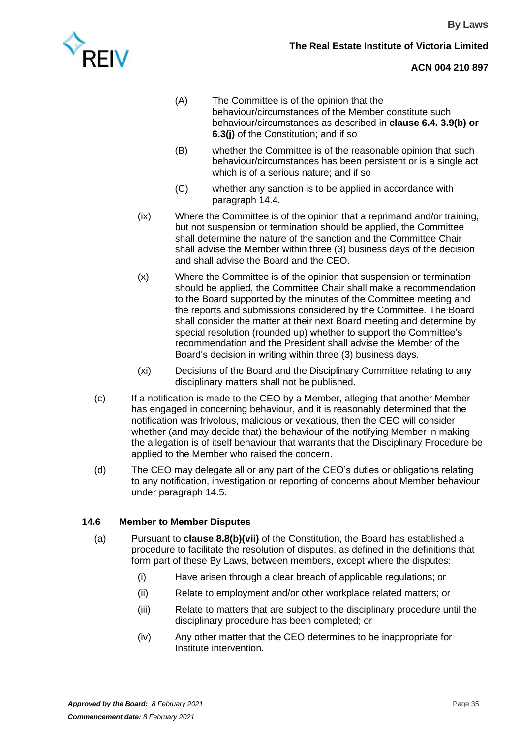(A) The Committee is of the opinion that the behaviour/circumstances of the Member constitute such behaviour/circumstances as described in **clause 6.4. 3.9(b) or 6.3(j)** of the Constitution; and if so

(B) whether the Committee is of the reasonable opinion that such behaviour/circumstances has been persistent or is a single act which is of a serious nature; and if so

(C) whether any sanction is to be applied in accordance with paragraph 14.4.

(ix) Where the Committee is of the opinion that a reprimand and/or training, but not suspension or termination should be applied, the Committee shall determine the nature of the sanction and the Committee Chair shall advise the Member within three (3) business days of the decision and shall advise the Board and the CEO.

(x) Where the Committee is of the opinion that suspension or termination should be applied, the Committee Chair shall make a recommendation to the Board supported by the minutes of the Committee meeting and the reports and submissions considered by the Committee. The Board shall consider the matter at their next Board meeting and determine by special resolution (rounded up) whether to support the Committee's recommendation and the President shall advise the Member of the Board's decision in writing within three (3) business days.

(xi) Decisions of the Board and the Disciplinary Committee relating to any disciplinary matters shall not be published.

(c) If a notification is made to the CEO by a Member, alleging that another Member has engaged in concerning behaviour, and it is reasonably determined that the notification was frivolous, malicious or vexatious, then the CEO will consider whether (and may decide that) the behaviour of the notifying Member in making the allegation is of itself behaviour that warrants that the Disciplinary Procedure be applied to the Member who raised the concern.

(d) The CEO may delegate all or any part of the CEO's duties or obligations relating to any notification, investigation or reporting of concerns about Member behaviour under paragraph 14.5.

### 14.6 Member to Member Disputes

(a) Pursuant to **clause 8.8(b)(vii)** of the Constitution, the Board has established a procedure to facilitate the resolution of disputes, as defined in the definitions that form part of these By Laws, between members, except where the disputes:

(i) Have arisen through a clear breach of applicable regulations; or

(ii) Relate to employment and/or other workplace related matters; or

(iii) Relate to matters that are subject to the disciplinary procedure until the disciplinary procedure has been completed; or

(iv) Any other matter that the CEO determines to be inappropriate for Institute intervention.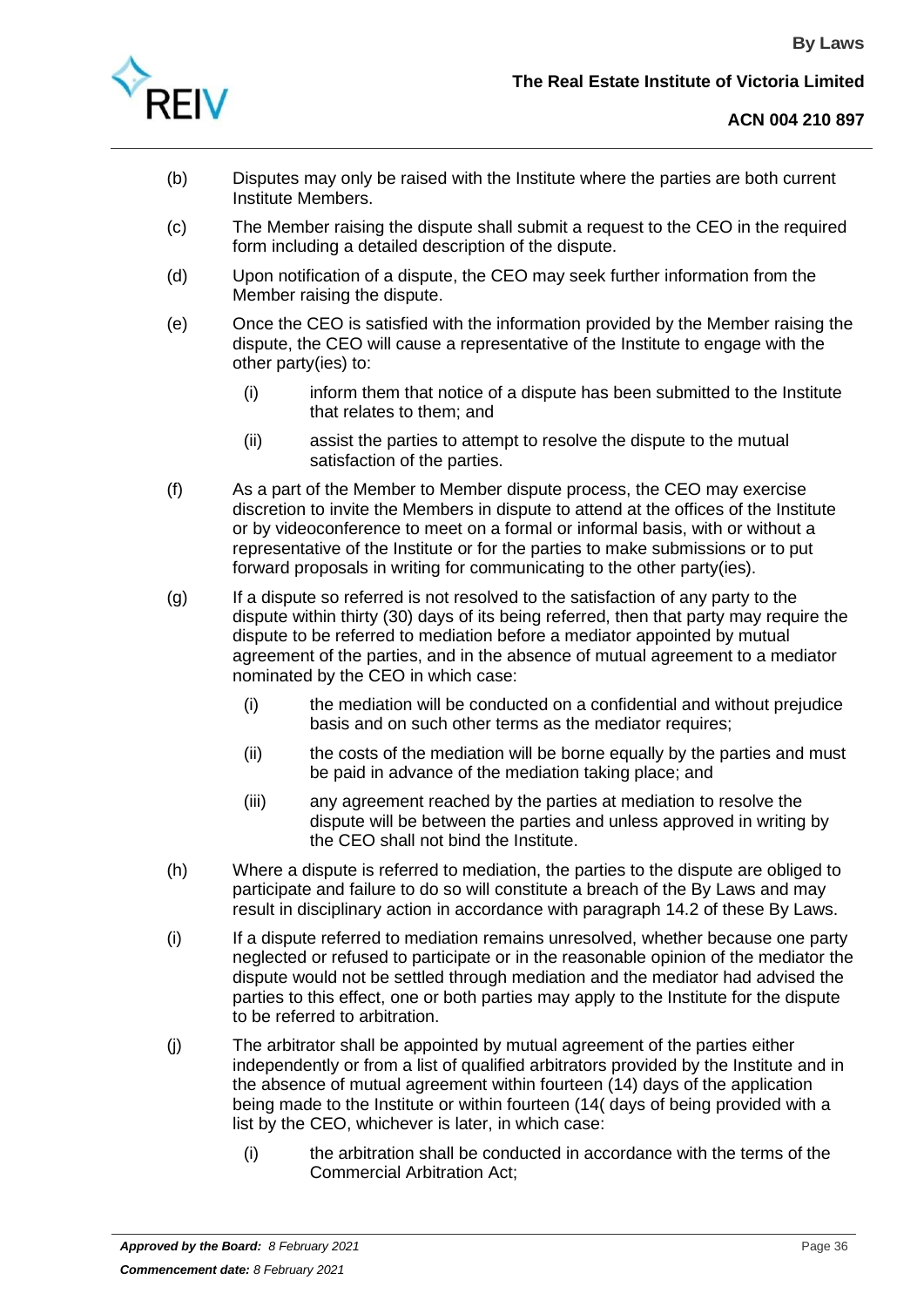(b) Disputes may only be raised with the Institute where the parties are both current Institute Members.

(c) The Member raising the dispute shall submit a request to the CEO in the required form including a detailed description of the dispute.

(d) Upon notification of a dispute, the CEO may seek further information from the Member raising the dispute.

(e) Once the CEO is satisfied with the information provided by the Member raising the dispute, the CEO will cause a representative of the Institute to engage with the other party(ies) to:

   (i) inform them that notice of a dispute has been submitted to the Institute that relates to them; and

   (ii) assist the parties to attempt to resolve the dispute to the mutual satisfaction of the parties.

(f) As a part of the Member to Member dispute process, the CEO may exercise discretion to invite the Members in dispute to attend at the offices of the Institute or by videoconference to meet on a formal or informal basis, with or without a representative of the Institute or for the parties to make submissions or to put forward proposals in writing for communicating to the other party(ies).

(g) If a dispute so referred is not resolved to the satisfaction of any party to the dispute within thirty (30) days of its being referred, then that party may require the dispute to be referred to mediation before a mediator appointed by mutual agreement of the parties, and in the absence of mutual agreement to a mediator nominated by the CEO in which case:

   (i) the mediation will be conducted on a confidential and without prejudice basis and on such other terms as the mediator requires;

   (ii) the costs of the mediation will be borne equally by the parties and must be paid in advance of the mediation taking place; and

   (iii) any agreement reached by the parties at mediation to resolve the dispute will be between the parties and unless approved in writing by the CEO shall not bind the Institute.

(h) Where a dispute is referred to mediation, the parties to the dispute are obliged to participate and failure to do so will constitute a breach of the By Laws and may result in disciplinary action in accordance with paragraph 14.2 of these By Laws.

(i) If a dispute referred to mediation remains unresolved, whether because one party neglected or refused to participate or in the reasonable opinion of the mediator the dispute would not be settled through mediation and the mediator had advised the parties to this effect, one or both parties may apply to the Institute for the dispute to be referred to arbitration.

(j) The arbitrator shall be appointed by mutual agreement of the parties either independently or from a list of qualified arbitrators provided by the Institute and in the absence of mutual agreement within fourteen (14) days of the application being made to the Institute or within fourteen (14( days of being provided with a list by the CEO, whichever is later, in which case:

   (i) the arbitration shall be conducted in accordance with the terms of the Commercial Arbitration Act;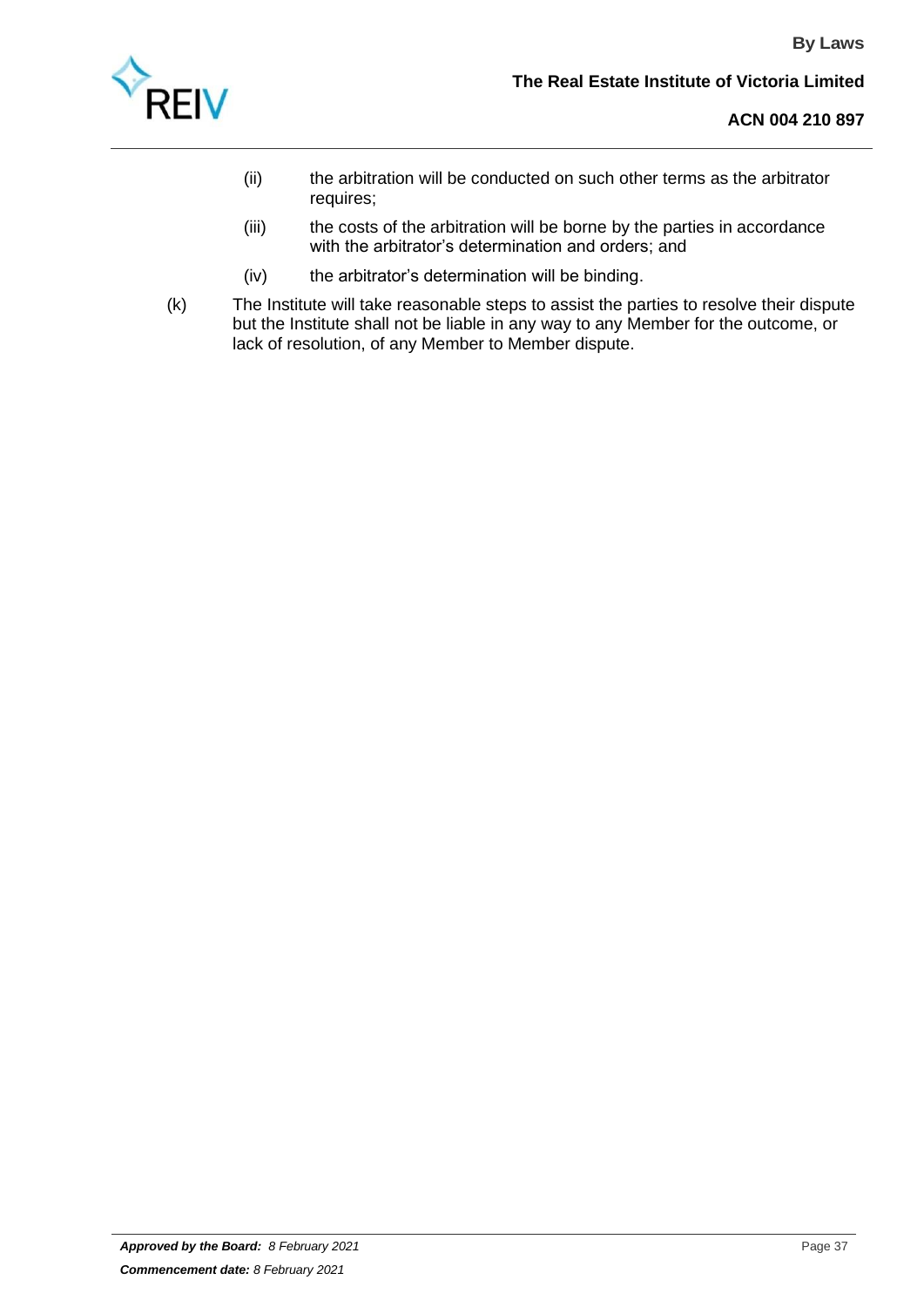(ii) the arbitration will be conducted on such other terms as the arbitrator requires;

(iii) the costs of the arbitration will be borne by the parties in accordance with the arbitrator's determination and orders; and

(iv) the arbitrator's determination will be binding.

(k) The Institute will take reasonable steps to assist the parties to resolve their dispute but the Institute shall not be liable in any way to any Member for the outcome, or lack of resolution, of any Member to Member dispute.